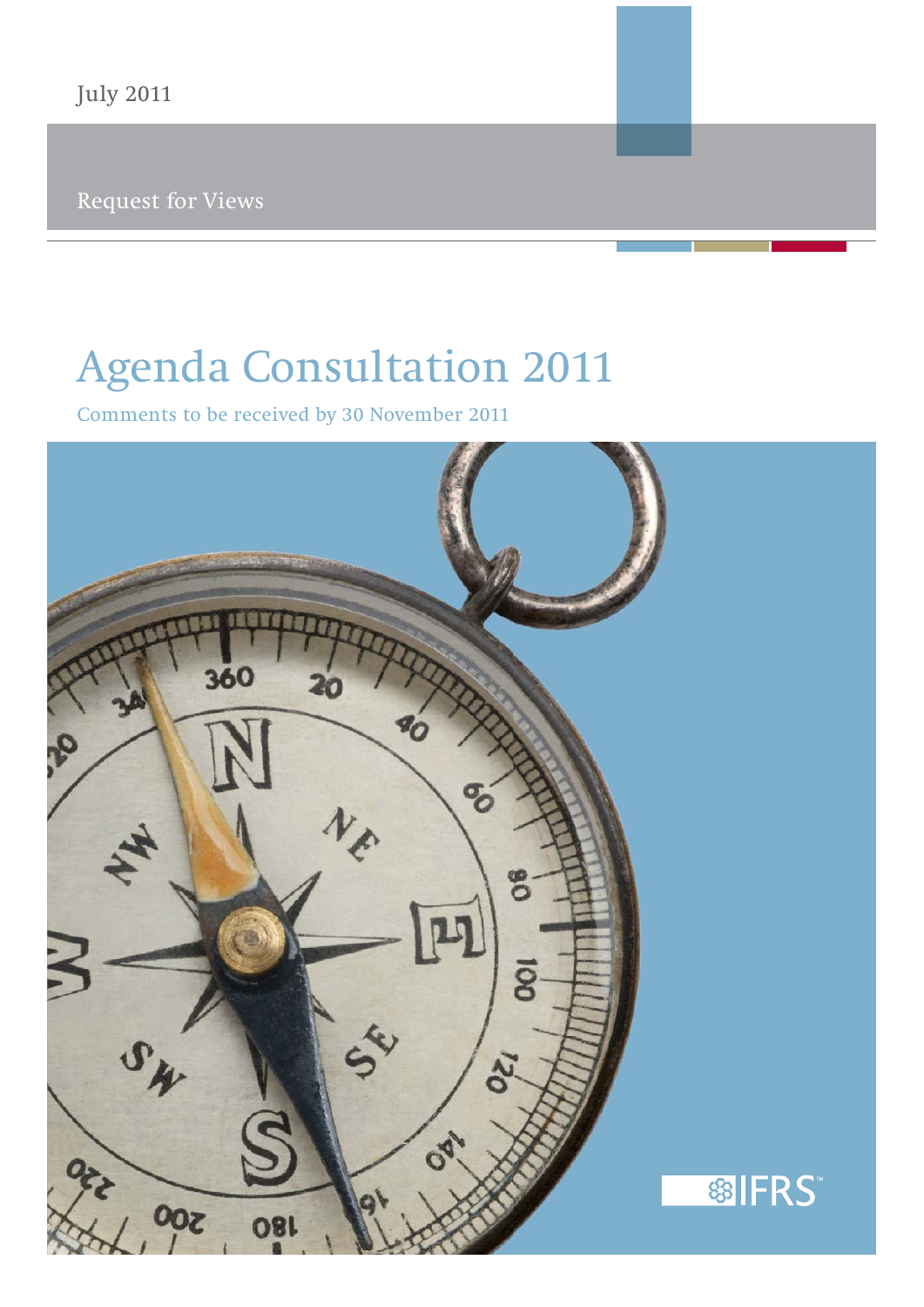July 2011

Request for Views

# Agenda Consultation 2011

Comments to be received by 30 November 2011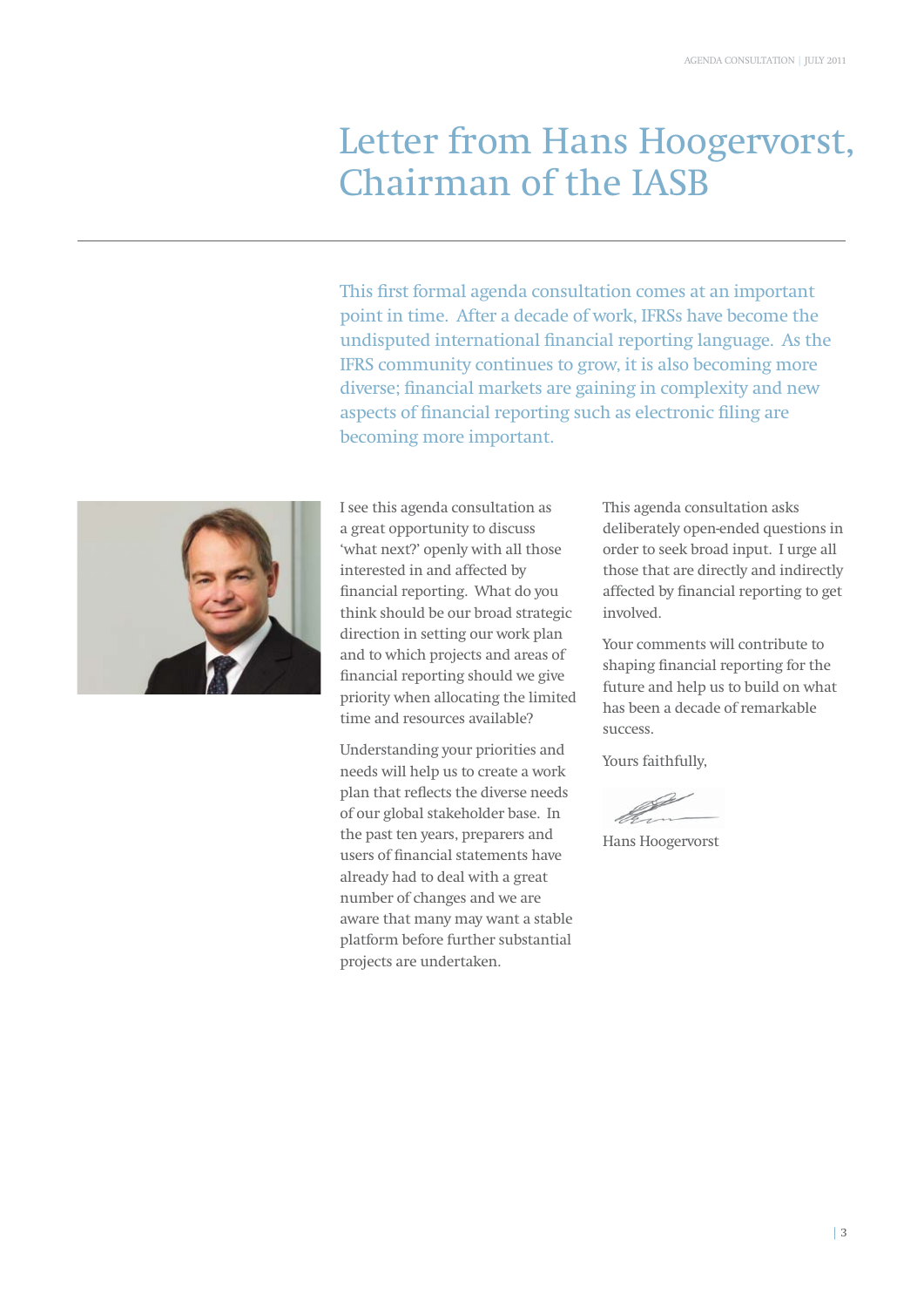# Letter from Hans Hoogervorst, Chairman of the IASB

This first formal agenda consultation comes at an important point in time. After a decade of work, IFRSs have become the undisputed international financial reporting language. As the IFRS community continues to grow, it is also becoming more diverse; financial markets are gaining in complexity and new aspects of financial reporting such as electronic filing are becoming more important.

I see this agenda consultation as a great opportunity to discuss 'what next?' openly with all those interested in and affected by financial reporting. What do you think should be our broad strategic direction in setting our work plan and to which projects and areas of financial reporting should we give priority when allocating the limited time and resources available?

Understanding your priorities and needs will help us to create a work plan that reflects the diverse needs of our global stakeholder base. In the past ten years, preparers and users of financial statements have already had to deal with a great number of changes and we are aware that many may want a stable platform before further substantial projects are undertaken.

This agenda consultation asks deliberately open-ended questions in order to seek broad input. I urge all those that are directly and indirectly affected by financial reporting to get involved.

Your comments will contribute to shaping financial reporting for the future and help us to build on what has been a decade of remarkable success.

Yours faithfully,

Hans Hoogervorst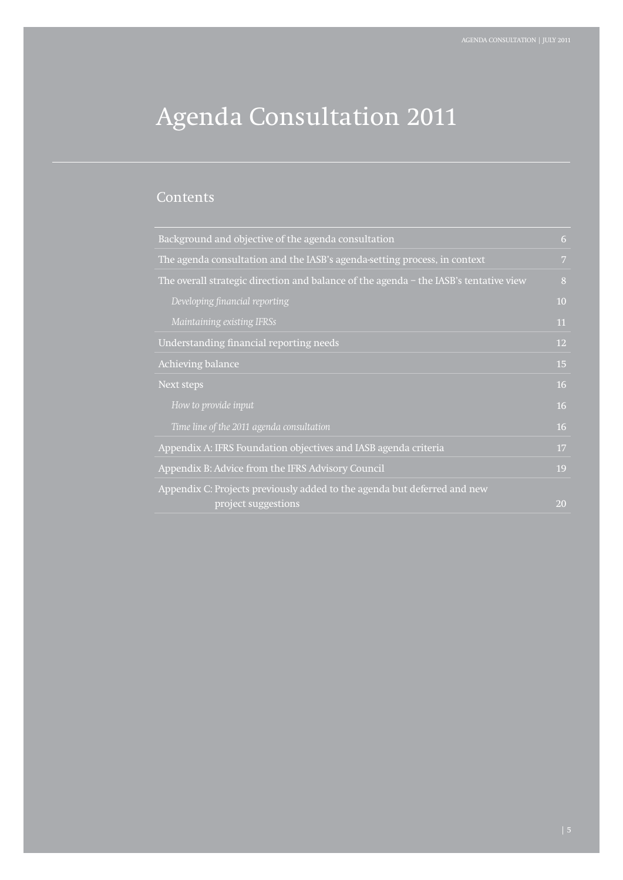# Agenda Consultation 2011

## Contents

| | |
|---|---|
| Background and objective of the agenda consultation | 6 |
| The agenda consultation and the IASB's agenda-setting process, in context | 7 |
| The overall strategic direction and balance of the agenda – the IASB's tentative view | 8 |
| *Developing financial reporting* | 10 |
| *Maintaining existing IFRSs* | 11 |
| Understanding financial reporting needs | 12 |
| Achieving balance | 15 |
| Next steps | 16 |
| *How to provide input* | 16 |
| *Time line of the 2011 agenda consultation* | 16 |
| Appendix A: IFRS Foundation objectives and IASB agenda criteria | 17 |
| Appendix B: Advice from the IFRS Advisory Council | 19 |
| Appendix C: Projects previously added to the agenda but deferred and new project suggestions | 20 |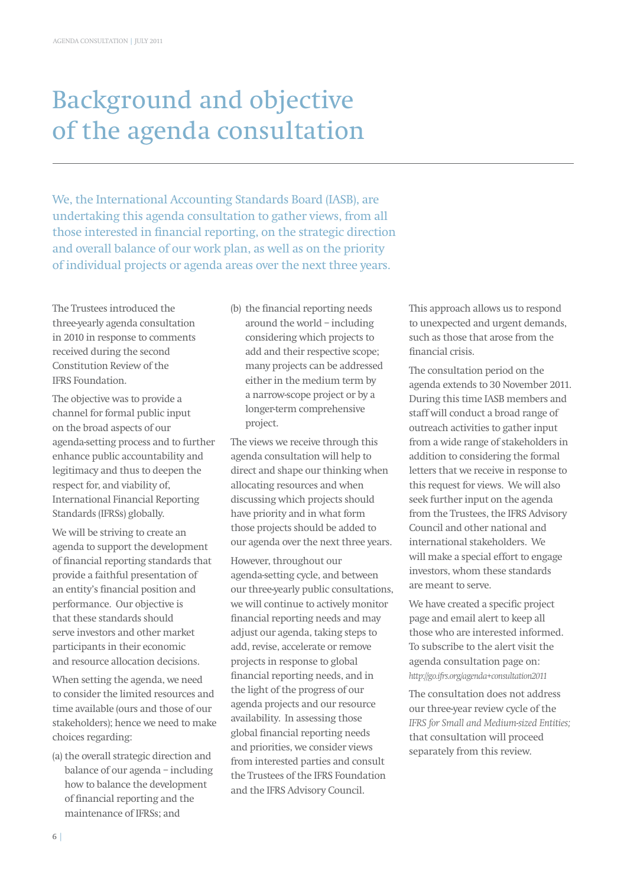# Background and objective of the agenda consultation

We, the International Accounting Standards Board (IASB), are undertaking this agenda consultation to gather views, from all those interested in financial reporting, on the strategic direction and overall balance of our work plan, as well as on the priority of individual projects or agenda areas over the next three years.

The Trustees introduced the three-yearly agenda consultation in 2010 in response to comments received during the second Constitution Review of the IFRS Foundation.

The objective was to provide a channel for formal public input on the broad aspects of our agenda-setting process and to further enhance public accountability and legitimacy and thus to deepen the respect for, and viability of, International Financial Reporting Standards (IFRSs) globally.

We will be striving to create an agenda to support the development of financial reporting standards that provide a faithful presentation of an entity's financial position and performance. Our objective is that these standards should serve investors and other market participants in their economic and resource allocation decisions.

When setting the agenda, we need to consider the limited resources and time available (ours and those of our stakeholders); hence we need to make choices regarding:

(a) the overall strategic direction and balance of our agenda – including how to balance the development of financial reporting and the maintenance of IFRSs; and

(b) the financial reporting needs around the world – including considering which projects to add and their respective scope; many projects can be addressed either in the medium term by a narrow-scope project or by a longer-term comprehensive project.

The views we receive through this agenda consultation will help to direct and shape our thinking when allocating resources and when discussing which projects should have priority and in what form those projects should be added to our agenda over the next three years.

However, throughout our agenda-setting cycle, and between our three-yearly public consultations, we will continue to actively monitor financial reporting needs and may adjust our agenda, taking steps to add, revise, accelerate or remove projects in response to global financial reporting needs, and in the light of the progress of our agenda projects and our resource availability. In assessing those global financial reporting needs and priorities, we consider views from interested parties and consult the Trustees of the IFRS Foundation and the IFRS Advisory Council.

This approach allows us to respond to unexpected and urgent demands, such as those that arose from the financial crisis.

The consultation period on the agenda extends to 30 November 2011. During this time IASB members and staff will conduct a broad range of outreach activities to gather input from a wide range of stakeholders in addition to considering the formal letters that we receive in response to this request for views. We will also seek further input on the agenda from the Trustees, the IFRS Advisory Council and other national and international stakeholders. We will make a special effort to engage investors, whom these standards are meant to serve.

We have created a specific project page and email alert to keep all those who are interested informed. To subscribe to the alert visit the agenda consultation page on: *http://go.ifrs.org/agenda+consultation2011*

The consultation does not address our three-year review cycle of the *IFRS for Small and Medium-sized Entities;* that consultation will proceed separately from this review.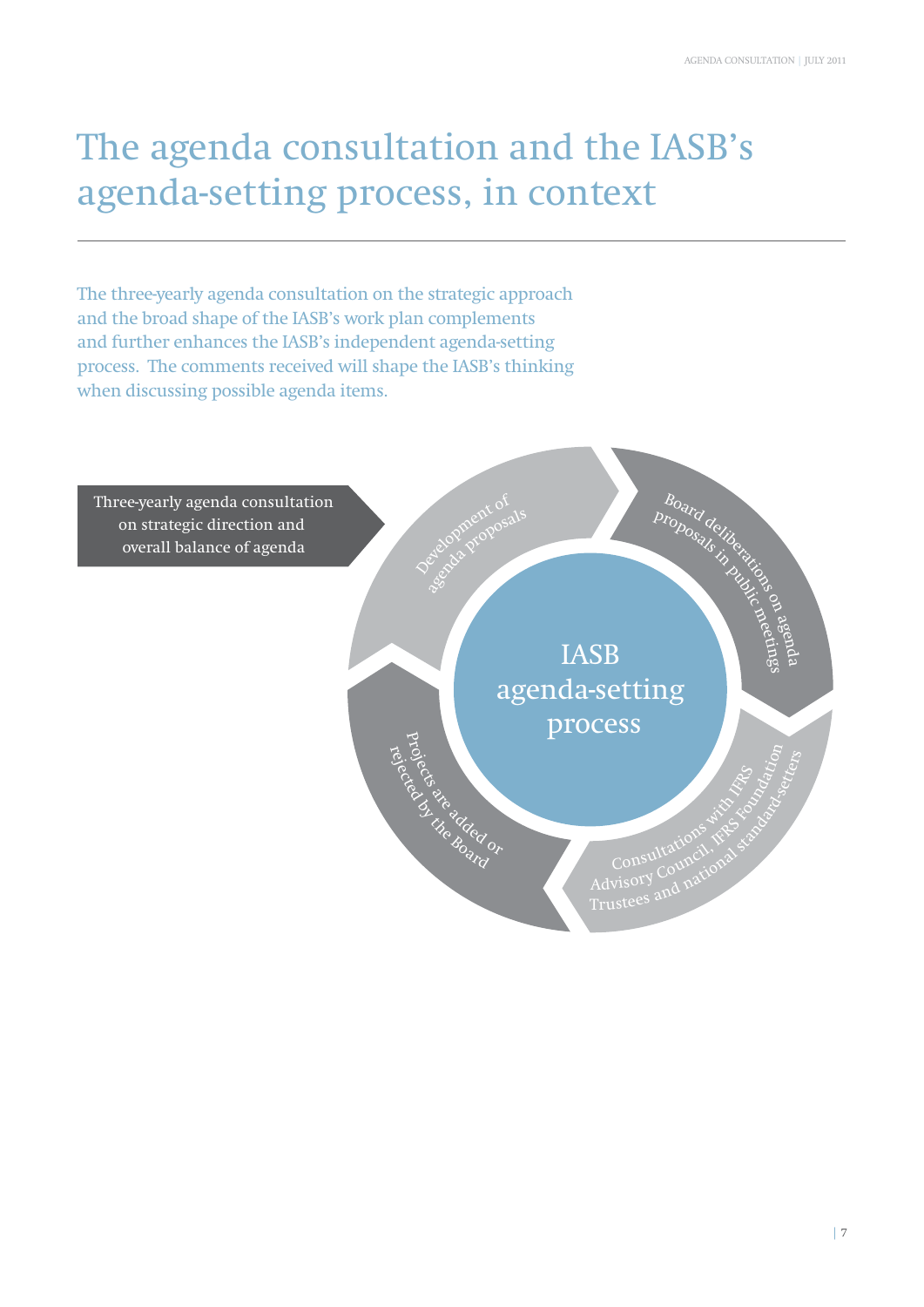# The agenda consultation and the IASB's agenda-setting process, in context

The three-yearly agenda consultation on the strategic approach and the broad shape of the IASB's work plan complements and further enhances the IASB's independent agenda-setting process. The comments received will shape the IASB's thinking when discussing possible agenda items.

Three-yearly agenda consultation on strategic direction and overall balance of agenda

IASB agenda-setting process

Development of agenda proposals

Board deliberations on agenda proposals in public meetings

Consultations with IFRS Advisory Council, IFRS Foundation Trustees and national standard-setters

Projects are added or rejected by the Board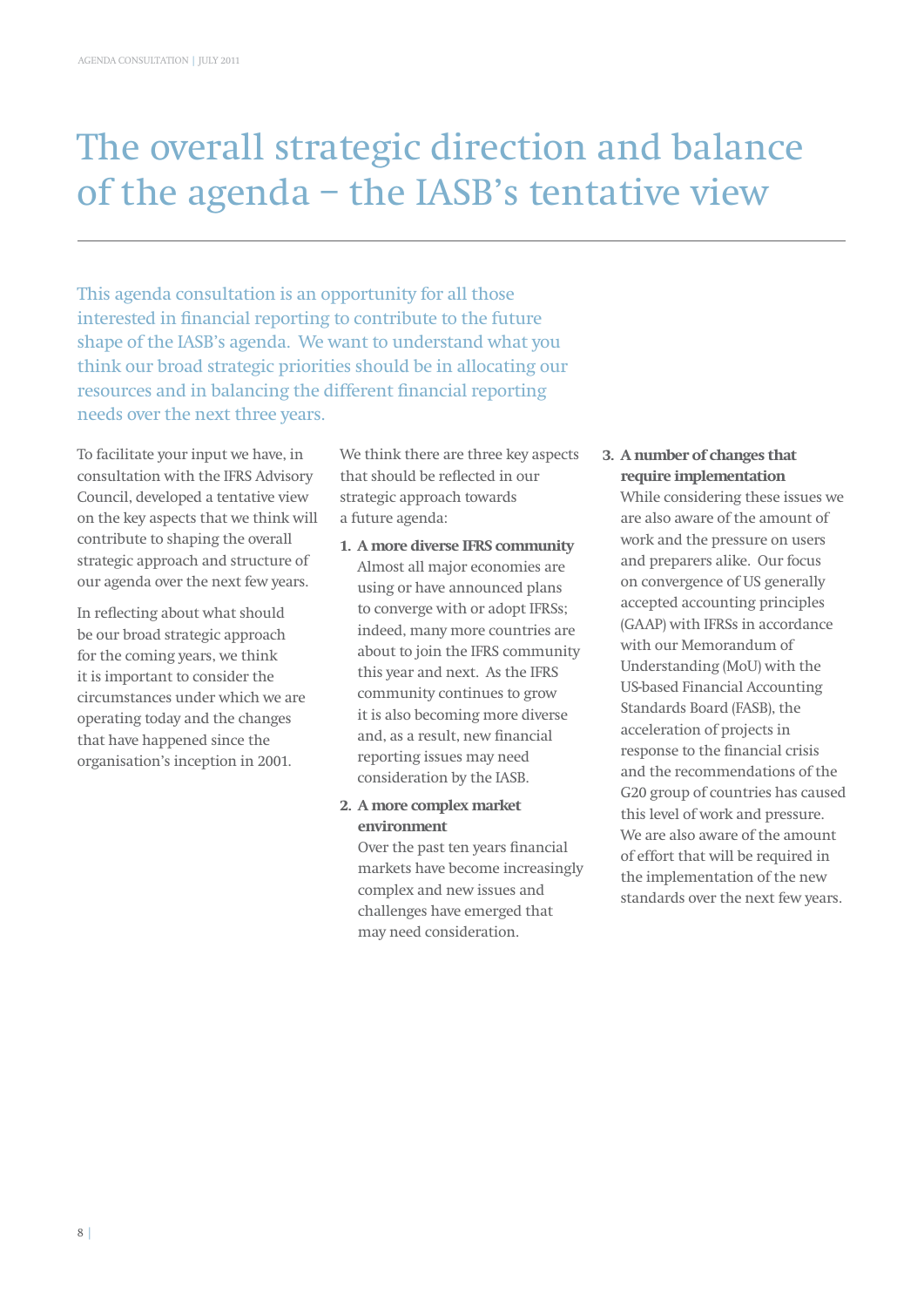# The overall strategic direction and balance of the agenda – the IASB's tentative view

This agenda consultation is an opportunity for all those interested in financial reporting to contribute to the future shape of the IASB's agenda. We want to understand what you think our broad strategic priorities should be in allocating our resources and in balancing the different financial reporting needs over the next three years.

To facilitate your input we have, in consultation with the IFRS Advisory Council, developed a tentative view on the key aspects that we think will contribute to shaping the overall strategic approach and structure of our agenda over the next few years.

In reflecting about what should be our broad strategic approach for the coming years, we think it is important to consider the circumstances under which we are operating today and the changes that have happened since the organisation's inception in 2001.

We think there are three key aspects that should be reflected in our strategic approach towards a future agenda:

1. **A more diverse IFRS community**
   Almost all major economies are using or have announced plans to converge with or adopt IFRSs; indeed, many more countries are about to join the IFRS community this year and next. As the IFRS community continues to grow it is also becoming more diverse and, as a result, new financial reporting issues may need consideration by the IASB.

2. **A more complex market environment**
   Over the past ten years financial markets have become increasingly complex and new issues and challenges have emerged that may need consideration.

3. **A number of changes that require implementation**
   While considering these issues we are also aware of the amount of work and the pressure on users and preparers alike. Our focus on convergence of US generally accepted accounting principles (GAAP) with IFRSs in accordance with our Memorandum of Understanding (MoU) with the US-based Financial Accounting Standards Board (FASB), the acceleration of projects in response to the financial crisis and the recommendations of the G20 group of countries has caused this level of work and pressure. We are also aware of the amount of effort that will be required in the implementation of the new standards over the next few years.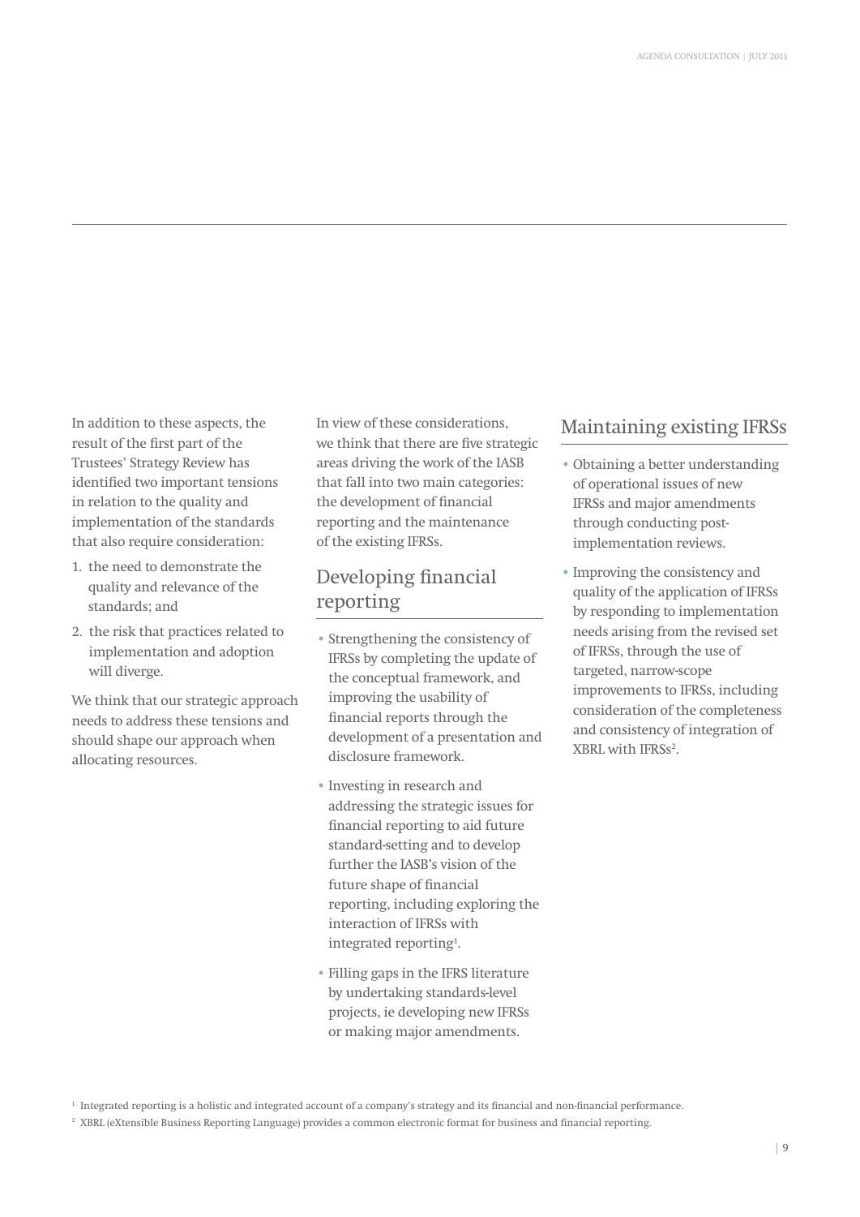In addition to these aspects, the result of the first part of the Trustees' Strategy Review has identified two important tensions in relation to the quality and implementation of the standards that also require consideration:

1. the need to demonstrate the quality and relevance of the standards; and
2. the risk that practices related to implementation and adoption will diverge.

We think that our strategic approach needs to address these tensions and should shape our approach when allocating resources.

In view of these considerations, we think that there are five strategic areas driving the work of the IASB that fall into two main categories: the development of financial reporting and the maintenance of the existing IFRSs.

## Developing financial reporting

- Strengthening the consistency of IFRSs by completing the update of the conceptual framework, and improving the usability of financial reports through the development of a presentation and disclosure framework.
- Investing in research and addressing the strategic issues for financial reporting to aid future standard-setting and to develop further the IASB's vision of the future shape of financial reporting, including exploring the interaction of IFRSs with integrated reporting[1].
- Filling gaps in the IFRS literature by undertaking standards-level projects, ie developing new IFRSs or making major amendments.

## Maintaining existing IFRSs

- Obtaining a better understanding of operational issues of new IFRSs and major amendments through conducting post-implementation reviews.
- Improving the consistency and quality of the application of IFRSs by responding to implementation needs arising from the revised set of IFRSs, through the use of targeted, narrow-scope improvements to IFRSs, including consideration of the completeness and consistency of integration of XBRL with IFRSs[2].

[1] Integrated reporting is a holistic and integrated account of a company's strategy and its financial and non-financial performance.

[2] XBRL (eXtensible Business Reporting Language) provides a common electronic format for business and financial reporting.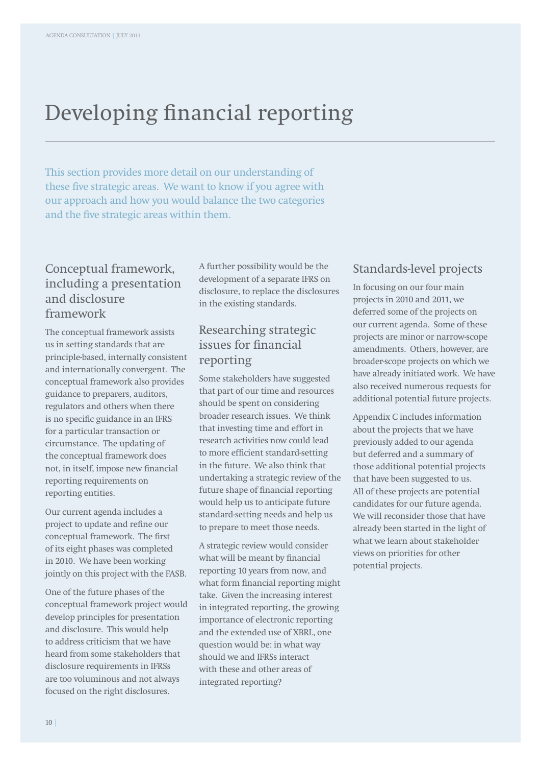# Developing financial reporting

This section provides more detail on our understanding of these five strategic areas. We want to know if you agree with our approach and how you would balance the two categories and the five strategic areas within them.

## Conceptual framework, including a presentation and disclosure framework

The conceptual framework assists us in setting standards that are principle-based, internally consistent and internationally convergent. The conceptual framework also provides guidance to preparers, auditors, regulators and others when there is no specific guidance in an IFRS for a particular transaction or circumstance. The updating of the conceptual framework does not, in itself, impose new financial reporting requirements on reporting entities.

Our current agenda includes a project to update and refine our conceptual framework. The first of its eight phases was completed in 2010. We have been working jointly on this project with the FASB.

One of the future phases of the conceptual framework project would develop principles for presentation and disclosure. This would help to address criticism that we have heard from some stakeholders that disclosure requirements in IFRSs are too voluminous and not always focused on the right disclosures.

A further possibility would be the development of a separate IFRS on disclosure, to replace the disclosures in the existing standards.

## Researching strategic issues for financial reporting

Some stakeholders have suggested that part of our time and resources should be spent on considering broader research issues. We think that investing time and effort in research activities now could lead to more efficient standard-setting in the future. We also think that undertaking a strategic review of the future shape of financial reporting would help us to anticipate future standard-setting needs and help us to prepare to meet those needs.

A strategic review would consider what will be meant by financial reporting 10 years from now, and what form financial reporting might take. Given the increasing interest in integrated reporting, the growing importance of electronic reporting and the extended use of XBRL, one question would be: in what way should we and IFRSs interact with these and other areas of integrated reporting?

## Standards-level projects

In focusing on our four main projects in 2010 and 2011, we deferred some of the projects on our current agenda. Some of these projects are minor or narrow-scope amendments. Others, however, are broader-scope projects on which we have already initiated work. We have also received numerous requests for additional potential future projects.

Appendix C includes information about the projects that we have previously added to our agenda but deferred and a summary of those additional potential projects that have been suggested to us. All of these projects are potential candidates for our future agenda. We will reconsider those that have already been started in the light of what we learn about stakeholder views on priorities for other potential projects.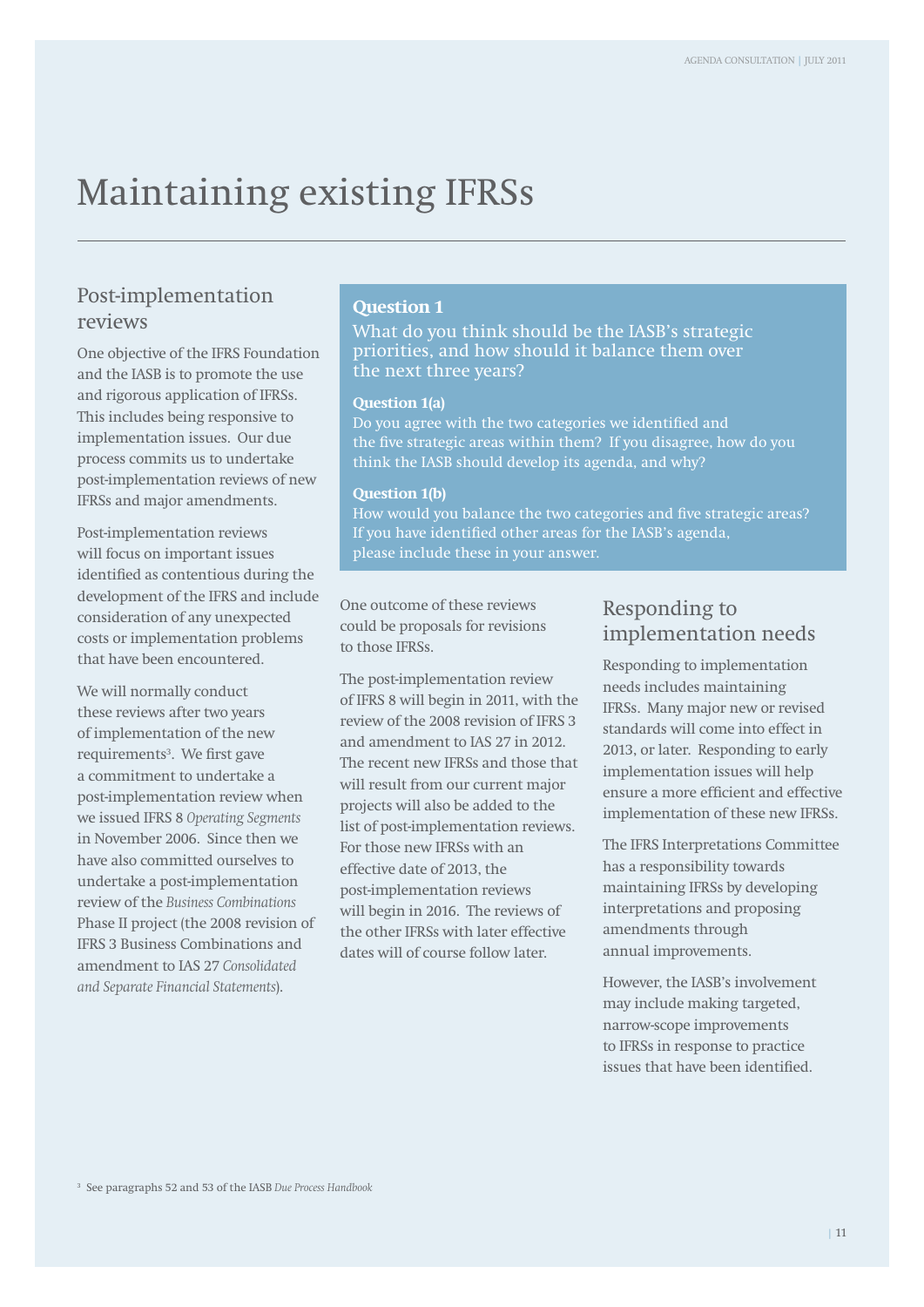# Maintaining existing IFRSs

## Post-implementation reviews

One objective of the IFRS Foundation and the IASB is to promote the use and rigorous application of IFRSs. This includes being responsive to implementation issues. Our due process commits us to undertake post-implementation reviews of new IFRSs and major amendments.

Post-implementation reviews will focus on important issues identified as contentious during the development of the IFRS and include consideration of any unexpected costs or implementation problems that have been encountered.

We will normally conduct these reviews after two years of implementation of the new requirements[3]. We first gave a commitment to undertake a post-implementation review when we issued IFRS 8 *Operating Segments* in November 2006. Since then we have also committed ourselves to undertake a post-implementation review of the *Business Combinations* Phase II project (the 2008 revision of IFRS 3 Business Combinations and amendment to IAS 27 *Consolidated and Separate Financial Statements*).

> **Question 1**
>
> What do you think should be the IASB's strategic priorities, and how should it balance them over the next three years?
>
> **Question 1(a)**
>
> Do you agree with the two categories we identified and the five strategic areas within them? If you disagree, how do you think the IASB should develop its agenda, and why?
>
> **Question 1(b)**
>
> How would you balance the two categories and five strategic areas? If you have identified other areas for the IASB's agenda, please include these in your answer.

One outcome of these reviews could be proposals for revisions to those IFRSs.

The post-implementation review of IFRS 8 will begin in 2011, with the review of the 2008 revision of IFRS 3 and amendment to IAS 27 in 2012. The recent new IFRSs and those that will result from our current major projects will also be added to the list of post-implementation reviews. For those new IFRSs with an effective date of 2013, the post-implementation reviews will begin in 2016. The reviews of the other IFRSs with later effective dates will of course follow later.

## Responding to implementation needs

Responding to implementation needs includes maintaining IFRSs. Many major new or revised standards will come into effect in 2013, or later. Responding to early implementation issues will help ensure a more efficient and effective implementation of these new IFRSs.

The IFRS Interpretations Committee has a responsibility towards maintaining IFRSs by developing interpretations and proposing amendments through annual improvements.

However, the IASB's involvement may include making targeted, narrow-scope improvements to IFRSs in response to practice issues that have been identified.

[3] See paragraphs 52 and 53 of the IASB *Due Process Handbook*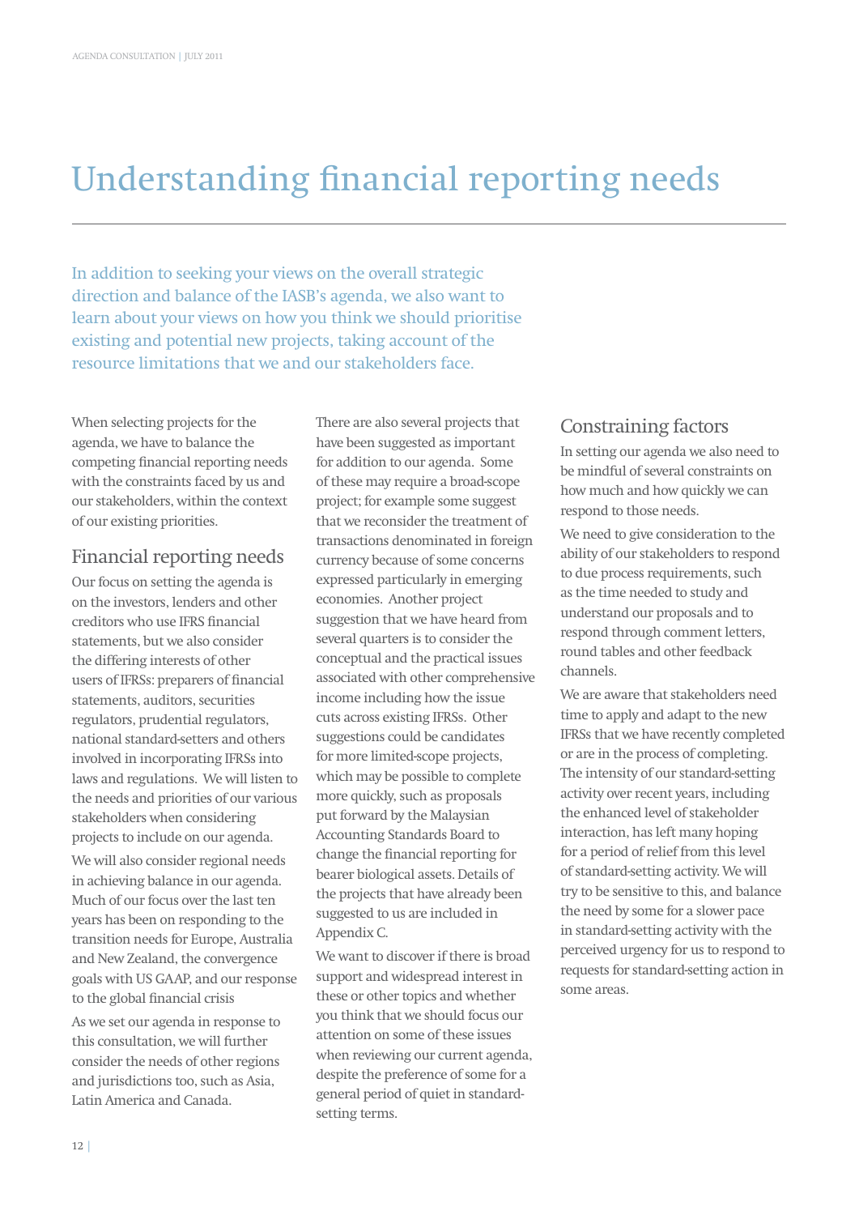# Understanding financial reporting needs

In addition to seeking your views on the overall strategic direction and balance of the IASB's agenda, we also want to learn about your views on how you think we should prioritise existing and potential new projects, taking account of the resource limitations that we and our stakeholders face.

When selecting projects for the agenda, we have to balance the competing financial reporting needs with the constraints faced by us and our stakeholders, within the context of our existing priorities.

## Financial reporting needs

Our focus on setting the agenda is on the investors, lenders and other creditors who use IFRS financial statements, but we also consider the differing interests of other users of IFRSs: preparers of financial statements, auditors, securities regulators, prudential regulators, national standard-setters and others involved in incorporating IFRSs into laws and regulations. We will listen to the needs and priorities of our various stakeholders when considering projects to include on our agenda.

We will also consider regional needs in achieving balance in our agenda. Much of our focus over the last ten years has been on responding to the transition needs for Europe, Australia and New Zealand, the convergence goals with US GAAP, and our response to the global financial crisis

As we set our agenda in response to this consultation, we will further consider the needs of other regions and jurisdictions too, such as Asia, Latin America and Canada.

There are also several projects that have been suggested as important for addition to our agenda. Some of these may require a broad-scope project; for example some suggest that we reconsider the treatment of transactions denominated in foreign currency because of some concerns expressed particularly in emerging economies. Another project suggestion that we have heard from several quarters is to consider the conceptual and the practical issues associated with other comprehensive income including how the issue cuts across existing IFRSs. Other suggestions could be candidates for more limited-scope projects, which may be possible to complete more quickly, such as proposals put forward by the Malaysian Accounting Standards Board to change the financial reporting for bearer biological assets. Details of the projects that have already been suggested to us are included in Appendix C.

We want to discover if there is broad support and widespread interest in these or other topics and whether you think that we should focus our attention on some of these issues when reviewing our current agenda, despite the preference of some for a general period of quiet in standard-setting terms.

## Constraining factors

In setting our agenda we also need to be mindful of several constraints on how much and how quickly we can respond to those needs.

We need to give consideration to the ability of our stakeholders to respond to due process requirements, such as the time needed to study and understand our proposals and to respond through comment letters, round tables and other feedback channels.

We are aware that stakeholders need time to apply and adapt to the new IFRSs that we have recently completed or are in the process of completing. The intensity of our standard-setting activity over recent years, including the enhanced level of stakeholder interaction, has left many hoping for a period of relief from this level of standard-setting activity. We will try to be sensitive to this, and balance the need by some for a slower pace in standard-setting activity with the perceived urgency for us to respond to requests for standard-setting action in some areas.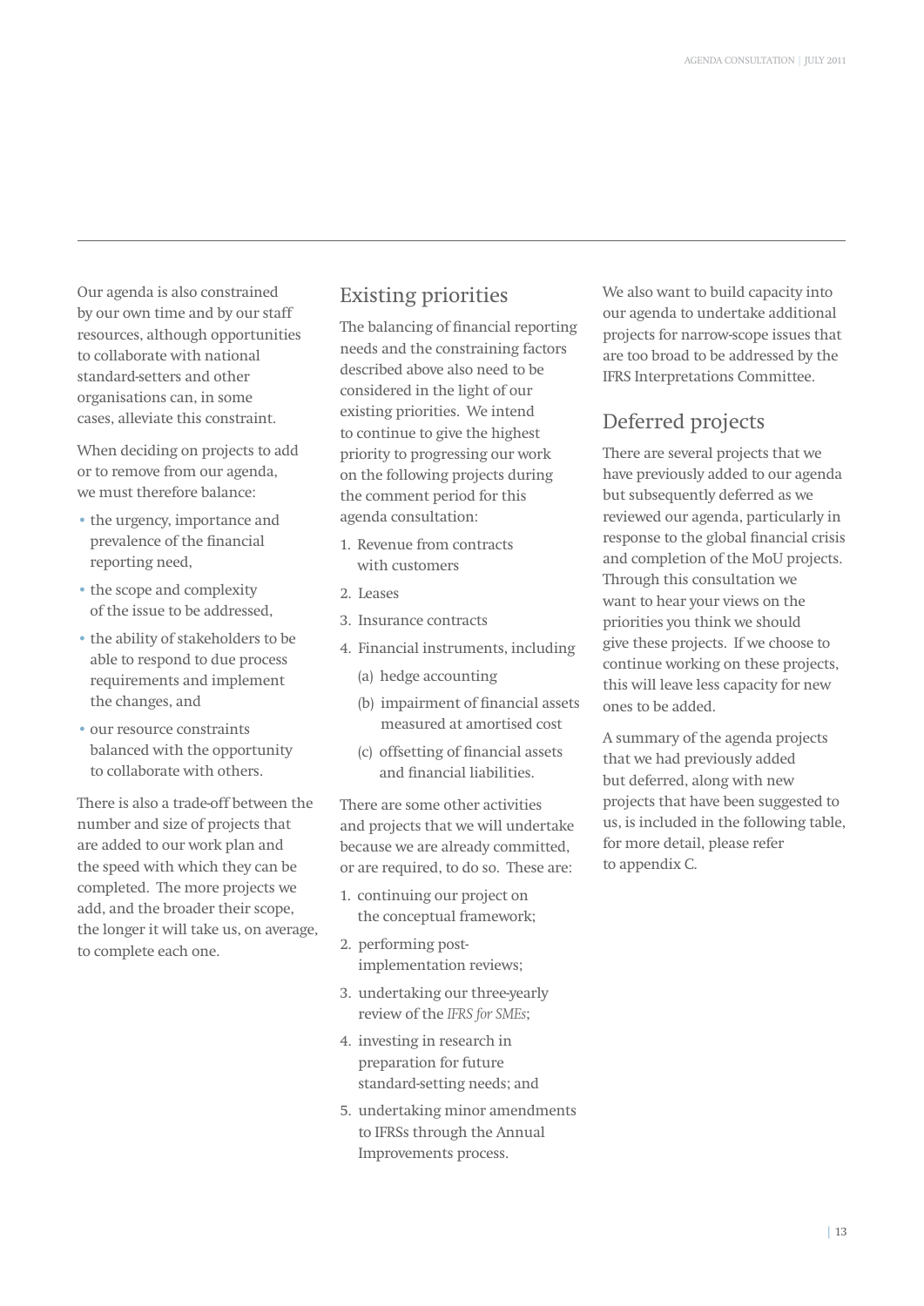Our agenda is also constrained by our own time and by our staff resources, although opportunities to collaborate with national standard-setters and other organisations can, in some cases, alleviate this constraint.

When deciding on projects to add or to remove from our agenda, we must therefore balance:

- the urgency, importance and prevalence of the financial reporting need,
- the scope and complexity of the issue to be addressed,
- the ability of stakeholders to be able to respond to due process requirements and implement the changes, and
- our resource constraints balanced with the opportunity to collaborate with others.

There is also a trade-off between the number and size of projects that are added to our work plan and the speed with which they can be completed. The more projects we add, and the broader their scope, the longer it will take us, on average, to complete each one.

## Existing priorities

The balancing of financial reporting needs and the constraining factors described above also need to be considered in the light of our existing priorities. We intend to continue to give the highest priority to progressing our work on the following projects during the comment period for this agenda consultation:

1. Revenue from contracts with customers
2. Leases
3. Insurance contracts
4. Financial instruments, including
   (a) hedge accounting
   (b) impairment of financial assets measured at amortised cost
   (c) offsetting of financial assets and financial liabilities.

There are some other activities and projects that we will undertake because we are already committed, or are required, to do so. These are:

1. continuing our project on the conceptual framework;
2. performing post-implementation reviews;
3. undertaking our three-yearly review of the *IFRS for SMEs*;
4. investing in research in preparation for future standard-setting needs; and
5. undertaking minor amendments to IFRSs through the Annual Improvements process.

We also want to build capacity into our agenda to undertake additional projects for narrow-scope issues that are too broad to be addressed by the IFRS Interpretations Committee.

## Deferred projects

There are several projects that we have previously added to our agenda but subsequently deferred as we reviewed our agenda, particularly in response to the global financial crisis and completion of the MoU projects. Through this consultation we want to hear your views on the priorities you think we should give these projects. If we choose to continue working on these projects, this will leave less capacity for new ones to be added.

A summary of the agenda projects that we had previously added but deferred, along with new projects that have been suggested to us, is included in the following table, for more detail, please refer to appendix C.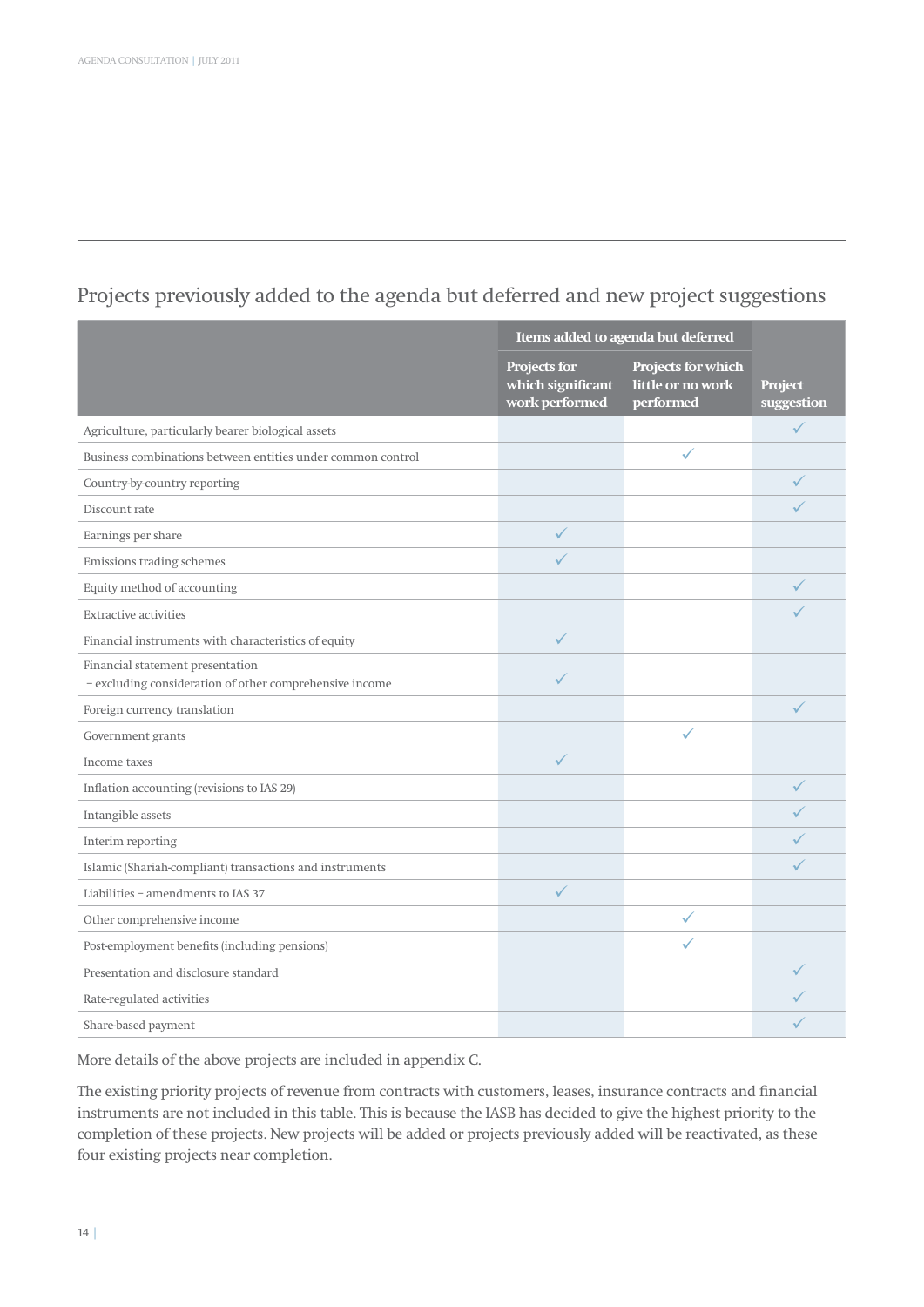## Projects previously added to the agenda but deferred and new project suggestions

| | Items added to agenda but deferred | | |
|---|---|---|---|
| | Projects for which significant work performed | Projects for which little or no work performed | Project suggestion |
| Agriculture, particularly bearer biological assets | | | ✓ |
| Business combinations between entities under common control | | ✓ | |
| Country-by-country reporting | | | ✓ |
| Discount rate | | | ✓ |
| Earnings per share | ✓ | | |
| Emissions trading schemes | ✓ | | |
| Equity method of accounting | | | ✓ |
| Extractive activities | | | ✓ |
| Financial instruments with characteristics of equity | ✓ | | |
| Financial statement presentation – excluding consideration of other comprehensive income | ✓ | | |
| Foreign currency translation | | | ✓ |
| Government grants | | ✓ | |
| Income taxes | ✓ | | |
| Inflation accounting (revisions to IAS 29) | | | ✓ |
| Intangible assets | | | ✓ |
| Interim reporting | | | ✓ |
| Islamic (Shariah-compliant) transactions and instruments | | | ✓ |
| Liabilities – amendments to IAS 37 | ✓ | | |
| Other comprehensive income | | ✓ | |
| Post-employment benefits (including pensions) | | ✓ | |
| Presentation and disclosure standard | | | ✓ |
| Rate-regulated activities | | | ✓ |
| Share-based payment | | | ✓ |

More details of the above projects are included in appendix C.

The existing priority projects of revenue from contracts with customers, leases, insurance contracts and financial instruments are not included in this table. This is because the IASB has decided to give the highest priority to the completion of these projects. New projects will be added or projects previously added will be reactivated, as these four existing projects near completion.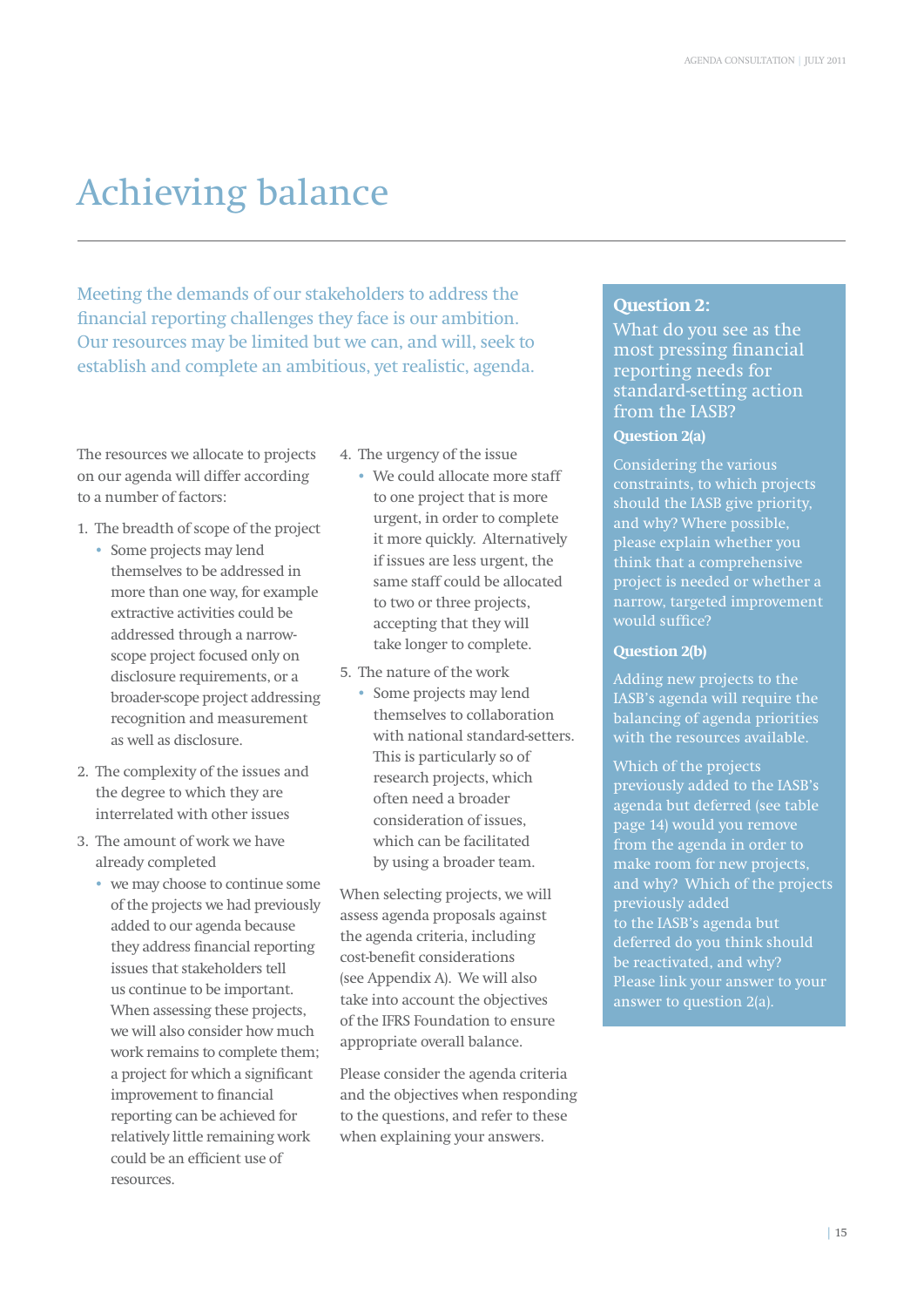# Achieving balance

Meeting the demands of our stakeholders to address the financial reporting challenges they face is our ambition. Our resources may be limited but we can, and will, seek to establish and complete an ambitious, yet realistic, agenda.

The resources we allocate to projects on our agenda will differ according to a number of factors:

1. The breadth of scope of the project
   - Some projects may lend themselves to be addressed in more than one way, for example extractive activities could be addressed through a narrow-scope project focused only on disclosure requirements, or a broader-scope project addressing recognition and measurement as well as disclosure.
2. The complexity of the issues and the degree to which they are interrelated with other issues
3. The amount of work we have already completed
   - we may choose to continue some of the projects we had previously added to our agenda because they address financial reporting issues that stakeholders tell us continue to be important. When assessing these projects, we will also consider how much work remains to complete them; a project for which a significant improvement to financial reporting can be achieved for relatively little remaining work could be an efficient use of resources.
4. The urgency of the issue
   - We could allocate more staff to one project that is more urgent, in order to complete it more quickly. Alternatively if issues are less urgent, the same staff could be allocated to two or three projects, accepting that they will take longer to complete.
5. The nature of the work
   - Some projects may lend themselves to collaboration with national standard-setters. This is particularly so of research projects, which often need a broader consideration of issues, which can be facilitated by using a broader team.

When selecting projects, we will assess agenda proposals against the agenda criteria, including cost-benefit considerations (see Appendix A). We will also take into account the objectives of the IFRS Foundation to ensure appropriate overall balance.

Please consider the agenda criteria and the objectives when responding to the questions, and refer to these when explaining your answers.

**Question 2:**

What do you see as the most pressing financial reporting needs for standard-setting action from the IASB?

**Question 2(a)**

Considering the various constraints, to which projects should the IASB give priority, and why? Where possible, please explain whether you think that a comprehensive project is needed or whether a narrow, targeted improvement would suffice?

**Question 2(b)**

Adding new projects to the IASB's agenda will require the balancing of agenda priorities with the resources available.

Which of the projects previously added to the IASB's agenda but deferred (see table page 14) would you remove from the agenda in order to make room for new projects, and why? Which of the projects previously added to the IASB's agenda but deferred do you think should be reactivated, and why? Please link your answer to your answer to question 2(a).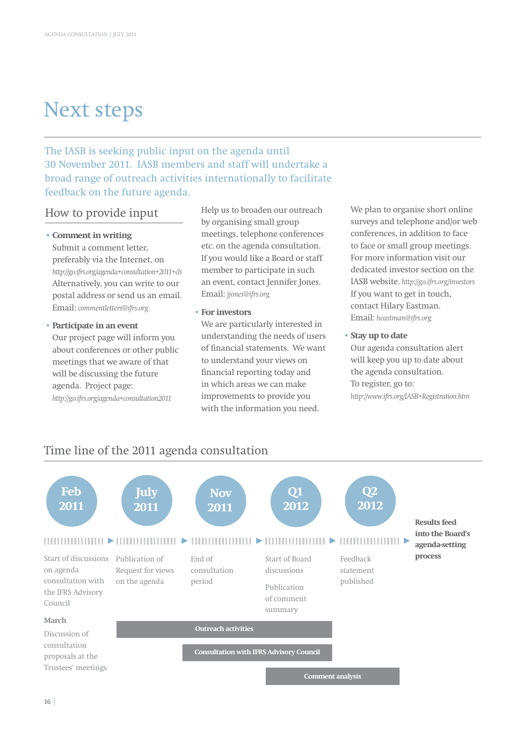# Next steps

The IASB is seeking public input on the agenda until 30 November 2011. IASB members and staff will undertake a broad range of outreach activities internationally to facilitate feedback on the future agenda.

## How to provide input

- **Comment in writing**
  Submit a comment letter, preferably via the Internet, on *http://go.ifrs.org/agenda+consultation+2011+cls* Alternatively, you can write to our postal address or send us an email. Email: *commentletters@ifrs.org*

- **Participate in an event**
  Our project page will inform you about conferences or other public meetings that we aware of that will be discussing the future agenda. Project page: *http://go.ifrs.org/agenda+consultation2011*

  Help us to broaden our outreach by organising small group meetings, telephone conferences etc. on the agenda consultation. If you would like a Board or staff member to participate in such an event, contact Jennifer Jones. Email: *jjones@ifrs.org*

- **For investors**
  We are particularly interested in understanding the needs of users of financial statements. We want to understand your views on financial reporting today and in which areas we can make improvements to provide you with the information you need.

  We plan to organise short online surveys and telephone and/or web conferences, in addition to face to face or small group meetings. For more information visit our dedicated investor section on the IASB website. *http://go.ifrs.org/investors* If you want to get in touch, contact Hilary Eastman. Email: *heastman@ifrs.org*

- **Stay up to date**
  Our agenda consultation alert will keep you up to date about the agenda consultation. To register, go to: *http://www.ifrs.org/IASB+Registration.htm*

## Time line of the 2011 agenda consultation

- **Feb 2011** – Start of discussions on agenda consultation with the IFRS Advisory Council
  - **March** – Discussion of consultation proposals at the Trustees' meetings
- **July 2011** – Publication of Request for views on the agenda
- **Nov 2011** – End of consultation period
- **Q1 2012** – Start of Board discussions; Publication of comment summary
- **Q2 2012** – Feedback statement published
- **Results feed into the Board's agenda-setting process**

Ongoing activities:

- **Outreach activities** (July 2011 – Q1 2012)
- **Consultation with IFRS Advisory Council** (Nov 2011 – Q1 2012)
- **Comment analysis** (Q1 2012 – Q2 2012)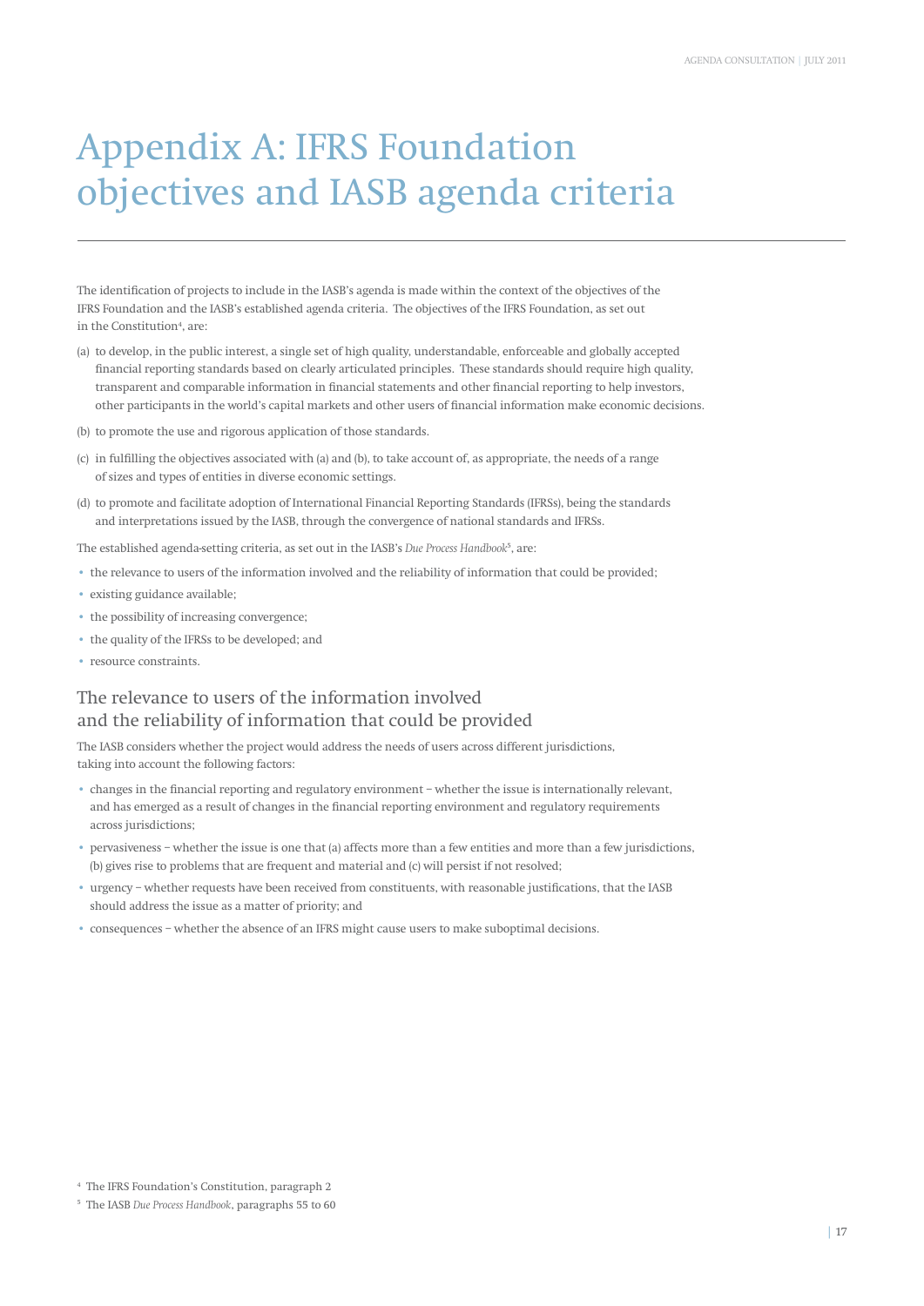# Appendix A: IFRS Foundation objectives and IASB agenda criteria

The identification of projects to include in the IASB's agenda is made within the context of the objectives of the IFRS Foundation and the IASB's established agenda criteria. The objectives of the IFRS Foundation, as set out in the Constitution[4], are:

(a) to develop, in the public interest, a single set of high quality, understandable, enforceable and globally accepted financial reporting standards based on clearly articulated principles. These standards should require high quality, transparent and comparable information in financial statements and other financial reporting to help investors, other participants in the world's capital markets and other users of financial information make economic decisions.

(b) to promote the use and rigorous application of those standards.

(c) in fulfilling the objectives associated with (a) and (b), to take account of, as appropriate, the needs of a range of sizes and types of entities in diverse economic settings.

(d) to promote and facilitate adoption of International Financial Reporting Standards (IFRSs), being the standards and interpretations issued by the IASB, through the convergence of national standards and IFRSs.

The established agenda-setting criteria, as set out in the IASB's *Due Process Handbook*[5], are:

- the relevance to users of the information involved and the reliability of information that could be provided;
- existing guidance available;
- the possibility of increasing convergence;
- the quality of the IFRSs to be developed; and
- resource constraints.

## The relevance to users of the information involved and the reliability of information that could be provided

The IASB considers whether the project would address the needs of users across different jurisdictions, taking into account the following factors:

- changes in the financial reporting and regulatory environment – whether the issue is internationally relevant, and has emerged as a result of changes in the financial reporting environment and regulatory requirements across jurisdictions;
- pervasiveness – whether the issue is one that (a) affects more than a few entities and more than a few jurisdictions, (b) gives rise to problems that are frequent and material and (c) will persist if not resolved;
- urgency – whether requests have been received from constituents, with reasonable justifications, that the IASB should address the issue as a matter of priority; and
- consequences – whether the absence of an IFRS might cause users to make suboptimal decisions.

[4] The IFRS Foundation's Constitution, paragraph 2

[5] The IASB *Due Process Handbook*, paragraphs 55 to 60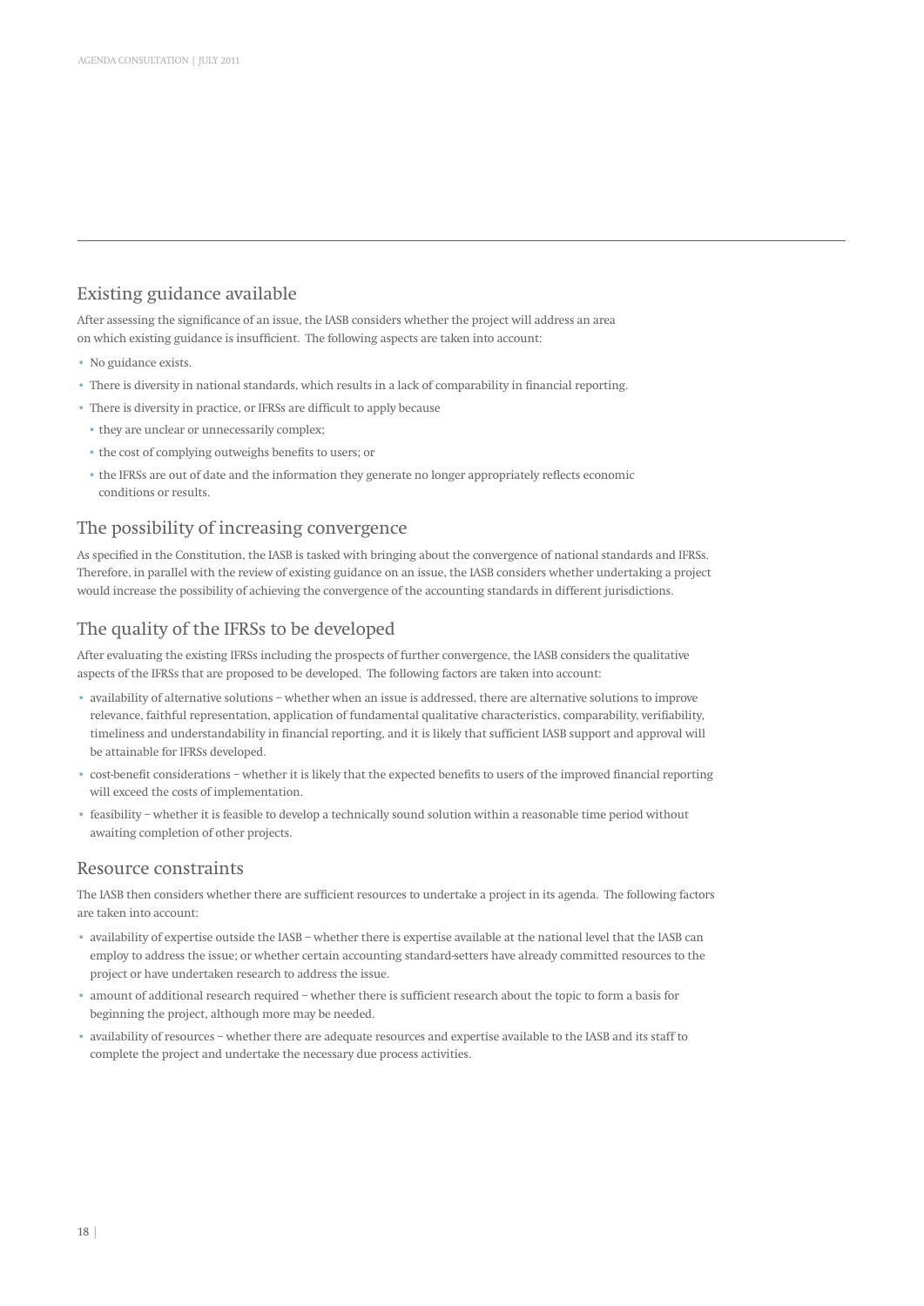## Existing guidance available

After assessing the significance of an issue, the IASB considers whether the project will address an area on which existing guidance is insufficient. The following aspects are taken into account:

- No guidance exists.
- There is diversity in national standards, which results in a lack of comparability in financial reporting.
- There is diversity in practice, or IFRSs are difficult to apply because
  - they are unclear or unnecessarily complex;
  - the cost of complying outweighs benefits to users; or
  - the IFRSs are out of date and the information they generate no longer appropriately reflects economic conditions or results.

## The possibility of increasing convergence

As specified in the Constitution, the IASB is tasked with bringing about the convergence of national standards and IFRSs. Therefore, in parallel with the review of existing guidance on an issue, the IASB considers whether undertaking a project would increase the possibility of achieving the convergence of the accounting standards in different jurisdictions.

## The quality of the IFRSs to be developed

After evaluating the existing IFRSs including the prospects of further convergence, the IASB considers the qualitative aspects of the IFRSs that are proposed to be developed. The following factors are taken into account:

- availability of alternative solutions – whether when an issue is addressed, there are alternative solutions to improve relevance, faithful representation, application of fundamental qualitative characteristics, comparability, verifiability, timeliness and understandability in financial reporting, and it is likely that sufficient IASB support and approval will be attainable for IFRSs developed.
- cost-benefit considerations – whether it is likely that the expected benefits to users of the improved financial reporting will exceed the costs of implementation.
- feasibility – whether it is feasible to develop a technically sound solution within a reasonable time period without awaiting completion of other projects.

## Resource constraints

The IASB then considers whether there are sufficient resources to undertake a project in its agenda. The following factors are taken into account:

- availability of expertise outside the IASB – whether there is expertise available at the national level that the IASB can employ to address the issue; or whether certain accounting standard-setters have already committed resources to the project or have undertaken research to address the issue.
- amount of additional research required – whether there is sufficient research about the topic to form a basis for beginning the project, although more may be needed.
- availability of resources – whether there are adequate resources and expertise available to the IASB and its staff to complete the project and undertake the necessary due process activities.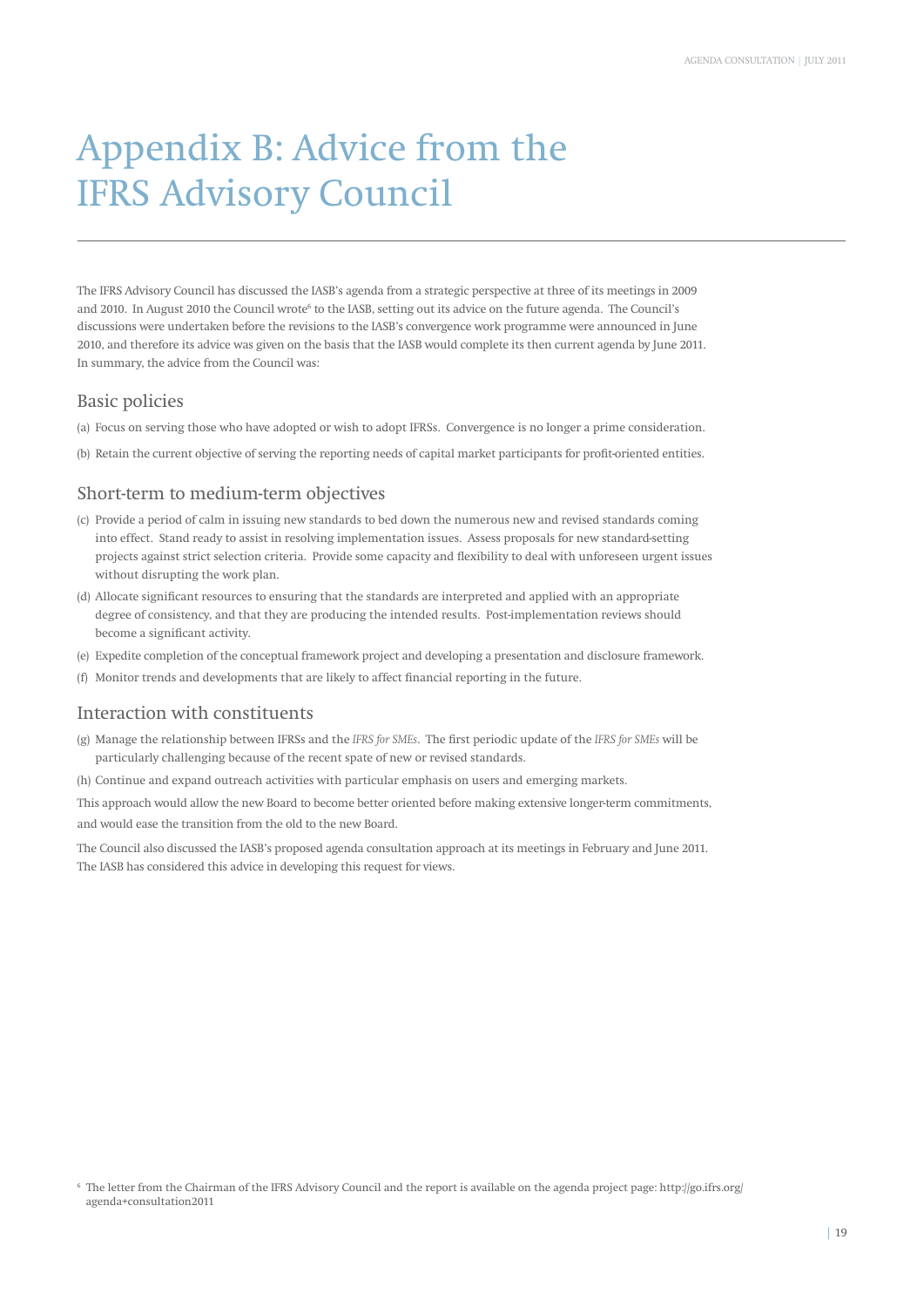# Appendix B: Advice from the IFRS Advisory Council

The IFRS Advisory Council has discussed the IASB's agenda from a strategic perspective at three of its meetings in 2009 and 2010. In August 2010 the Council wrote[6] to the IASB, setting out its advice on the future agenda. The Council's discussions were undertaken before the revisions to the IASB's convergence work programme were announced in June 2010, and therefore its advice was given on the basis that the IASB would complete its then current agenda by June 2011. In summary, the advice from the Council was:

## Basic policies

(a) Focus on serving those who have adopted or wish to adopt IFRSs. Convergence is no longer a prime consideration.

(b) Retain the current objective of serving the reporting needs of capital market participants for profit-oriented entities.

## Short-term to medium-term objectives

(c) Provide a period of calm in issuing new standards to bed down the numerous new and revised standards coming into effect. Stand ready to assist in resolving implementation issues. Assess proposals for new standard-setting projects against strict selection criteria. Provide some capacity and flexibility to deal with unforeseen urgent issues without disrupting the work plan.

(d) Allocate significant resources to ensuring that the standards are interpreted and applied with an appropriate degree of consistency, and that they are producing the intended results. Post-implementation reviews should become a significant activity.

(e) Expedite completion of the conceptual framework project and developing a presentation and disclosure framework.

(f) Monitor trends and developments that are likely to affect financial reporting in the future.

## Interaction with constituents

(g) Manage the relationship between IFRSs and the *IFRS for SMEs*. The first periodic update of the *IFRS for SMEs* will be particularly challenging because of the recent spate of new or revised standards.

(h) Continue and expand outreach activities with particular emphasis on users and emerging markets.

This approach would allow the new Board to become better oriented before making extensive longer-term commitments, and would ease the transition from the old to the new Board.

The Council also discussed the IASB's proposed agenda consultation approach at its meetings in February and June 2011. The IASB has considered this advice in developing this request for views.

[6] The letter from the Chairman of the IFRS Advisory Council and the report is available on the agenda project page: http://go.ifrs.org/agenda+consultation2011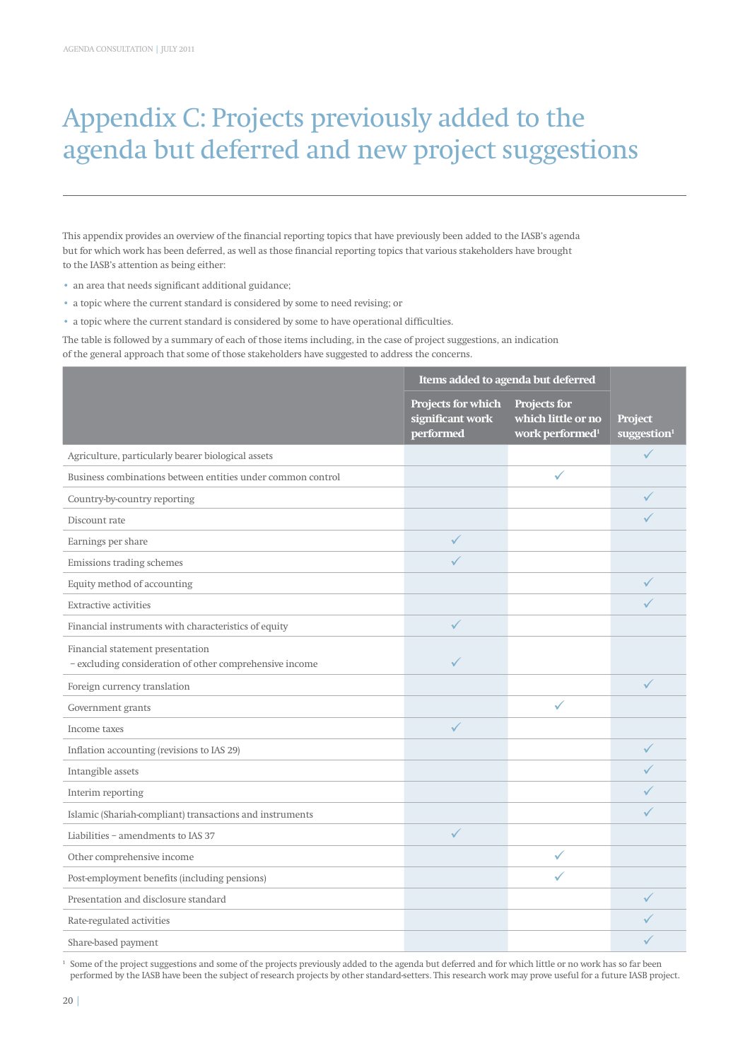# Appendix C: Projects previously added to the agenda but deferred and new project suggestions

This appendix provides an overview of the financial reporting topics that have previously been added to the IASB's agenda but for which work has been deferred, as well as those financial reporting topics that various stakeholders have brought to the IASB's attention as being either:

- an area that needs significant additional guidance;
- a topic where the current standard is considered by some to need revising; or
- a topic where the current standard is considered by some to have operational difficulties.

The table is followed by a summary of each of those items including, in the case of project suggestions, an indication of the general approach that some of those stakeholders have suggested to address the concerns.

| | Items added to agenda but deferred | | |
|---|---|---|---|
| | Projects for which significant work performed | Projects for which little or no work performed[1] | Project suggestion[1] |
| Agriculture, particularly bearer biological assets | | | ✓ |
| Business combinations between entities under common control | | ✓ | |
| Country-by-country reporting | | | ✓ |
| Discount rate | | | ✓ |
| Earnings per share | ✓ | | |
| Emissions trading schemes | ✓ | | |
| Equity method of accounting | | | ✓ |
| Extractive activities | | | ✓ |
| Financial instruments with characteristics of equity | ✓ | | |
| Financial statement presentation – excluding consideration of other comprehensive income | ✓ | | |
| Foreign currency translation | | | ✓ |
| Government grants | | ✓ | |
| Income taxes | ✓ | | |
| Inflation accounting (revisions to IAS 29) | | | ✓ |
| Intangible assets | | | ✓ |
| Interim reporting | | | ✓ |
| Islamic (Shariah-compliant) transactions and instruments | | | ✓ |
| Liabilities – amendments to IAS 37 | ✓ | | |
| Other comprehensive income | | ✓ | |
| Post-employment benefits (including pensions) | | ✓ | |
| Presentation and disclosure standard | | | ✓ |
| Rate-regulated activities | | | ✓ |
| Share-based payment | | | ✓ |

[1] Some of the project suggestions and some of the projects previously added to the agenda but deferred and for which little or no work has so far been performed by the IASB have been the subject of research projects by other standard-setters. This research work may prove useful for a future IASB project.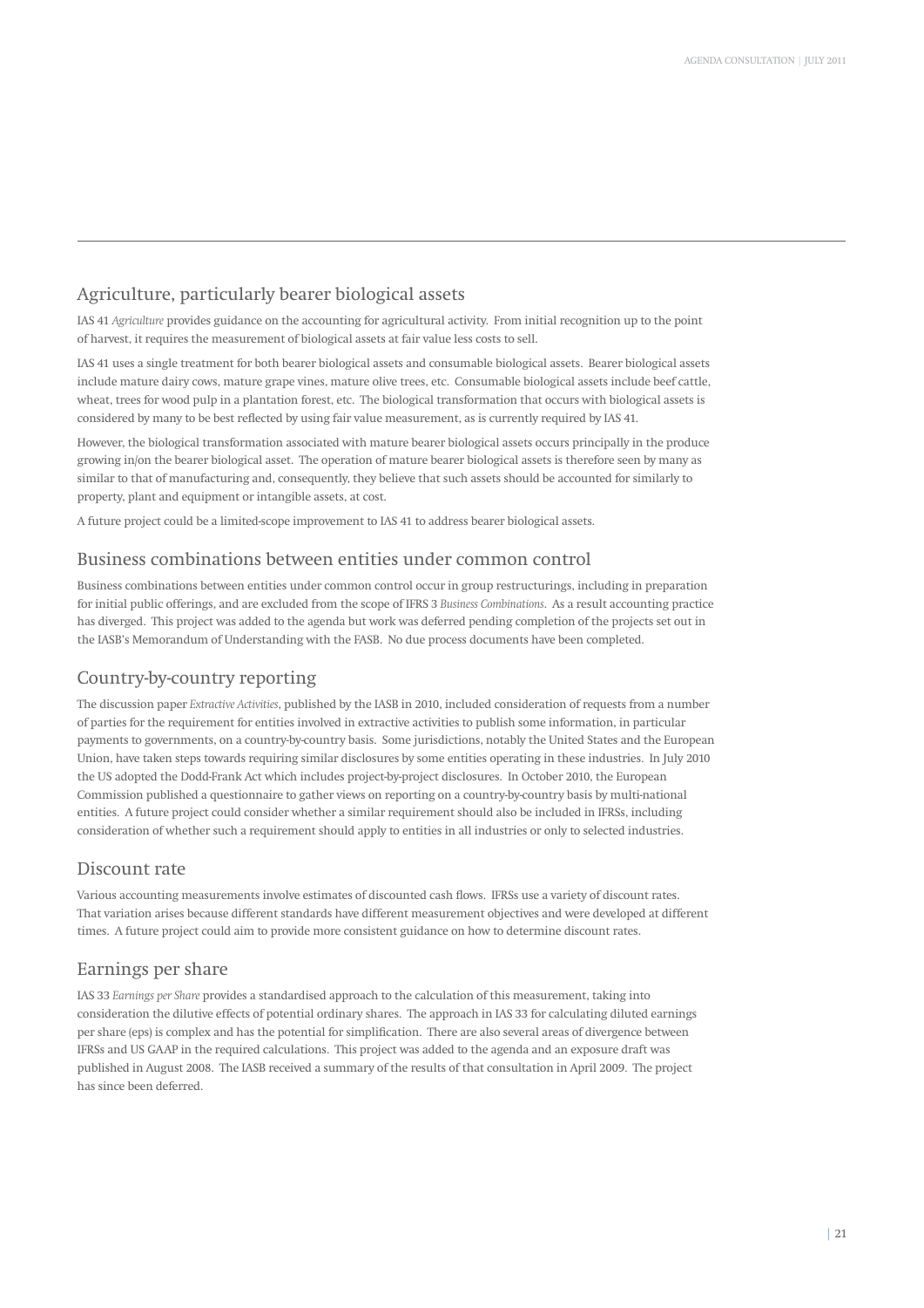## Agriculture, particularly bearer biological assets

IAS 41 *Agriculture* provides guidance on the accounting for agricultural activity. From initial recognition up to the point of harvest, it requires the measurement of biological assets at fair value less costs to sell.

IAS 41 uses a single treatment for both bearer biological assets and consumable biological assets. Bearer biological assets include mature dairy cows, mature grape vines, mature olive trees, etc. Consumable biological assets include beef cattle, wheat, trees for wood pulp in a plantation forest, etc. The biological transformation that occurs with biological assets is considered by many to be best reflected by using fair value measurement, as is currently required by IAS 41.

However, the biological transformation associated with mature bearer biological assets occurs principally in the produce growing in/on the bearer biological asset. The operation of mature bearer biological assets is therefore seen by many as similar to that of manufacturing and, consequently, they believe that such assets should be accounted for similarly to property, plant and equipment or intangible assets, at cost.

A future project could be a limited-scope improvement to IAS 41 to address bearer biological assets.

## Business combinations between entities under common control

Business combinations between entities under common control occur in group restructurings, including in preparation for initial public offerings, and are excluded from the scope of IFRS 3 *Business Combinations*. As a result accounting practice has diverged. This project was added to the agenda but work was deferred pending completion of the projects set out in the IASB's Memorandum of Understanding with the FASB. No due process documents have been completed.

## Country-by-country reporting

The discussion paper *Extractive Activities*, published by the IASB in 2010, included consideration of requests from a number of parties for the requirement for entities involved in extractive activities to publish some information, in particular payments to governments, on a country-by-country basis. Some jurisdictions, notably the United States and the European Union, have taken steps towards requiring similar disclosures by some entities operating in these industries. In July 2010 the US adopted the Dodd-Frank Act which includes project-by-project disclosures. In October 2010, the European Commission published a questionnaire to gather views on reporting on a country-by-country basis by multi-national entities. A future project could consider whether a similar requirement should also be included in IFRSs, including consideration of whether such a requirement should apply to entities in all industries or only to selected industries.

## Discount rate

Various accounting measurements involve estimates of discounted cash flows. IFRSs use a variety of discount rates. That variation arises because different standards have different measurement objectives and were developed at different times. A future project could aim to provide more consistent guidance on how to determine discount rates.

## Earnings per share

IAS 33 *Earnings per Share* provides a standardised approach to the calculation of this measurement, taking into consideration the dilutive effects of potential ordinary shares. The approach in IAS 33 for calculating diluted earnings per share (eps) is complex and has the potential for simplification. There are also several areas of divergence between IFRSs and US GAAP in the required calculations. This project was added to the agenda and an exposure draft was published in August 2008. The IASB received a summary of the results of that consultation in April 2009. The project has since been deferred.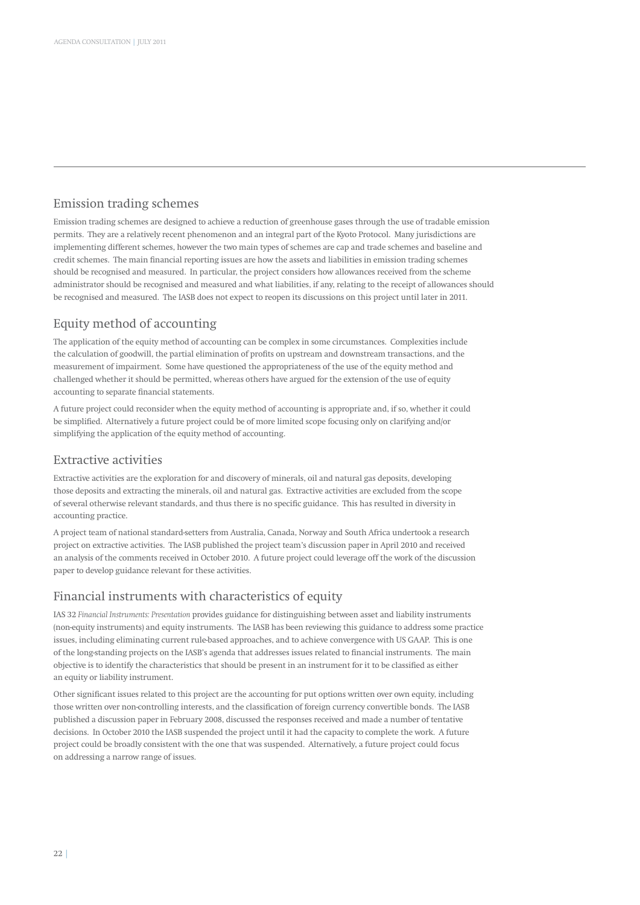## Emission trading schemes

Emission trading schemes are designed to achieve a reduction of greenhouse gases through the use of tradable emission permits. They are a relatively recent phenomenon and an integral part of the Kyoto Protocol. Many jurisdictions are implementing different schemes, however the two main types of schemes are cap and trade schemes and baseline and credit schemes. The main financial reporting issues are how the assets and liabilities in emission trading schemes should be recognised and measured. In particular, the project considers how allowances received from the scheme administrator should be recognised and measured and what liabilities, if any, relating to the receipt of allowances should be recognised and measured. The IASB does not expect to reopen its discussions on this project until later in 2011.

## Equity method of accounting

The application of the equity method of accounting can be complex in some circumstances. Complexities include the calculation of goodwill, the partial elimination of profits on upstream and downstream transactions, and the measurement of impairment. Some have questioned the appropriateness of the use of the equity method and challenged whether it should be permitted, whereas others have argued for the extension of the use of equity accounting to separate financial statements.

A future project could reconsider when the equity method of accounting is appropriate and, if so, whether it could be simplified. Alternatively a future project could be of more limited scope focusing only on clarifying and/or simplifying the application of the equity method of accounting.

## Extractive activities

Extractive activities are the exploration for and discovery of minerals, oil and natural gas deposits, developing those deposits and extracting the minerals, oil and natural gas. Extractive activities are excluded from the scope of several otherwise relevant standards, and thus there is no specific guidance. This has resulted in diversity in accounting practice.

A project team of national standard-setters from Australia, Canada, Norway and South Africa undertook a research project on extractive activities. The IASB published the project team's discussion paper in April 2010 and received an analysis of the comments received in October 2010. A future project could leverage off the work of the discussion paper to develop guidance relevant for these activities.

## Financial instruments with characteristics of equity

IAS 32 *Financial Instruments: Presentation* provides guidance for distinguishing between asset and liability instruments (non-equity instruments) and equity instruments. The IASB has been reviewing this guidance to address some practice issues, including eliminating current rule-based approaches, and to achieve convergence with US GAAP. This is one of the long-standing projects on the IASB's agenda that addresses issues related to financial instruments. The main objective is to identify the characteristics that should be present in an instrument for it to be classified as either an equity or liability instrument.

Other significant issues related to this project are the accounting for put options written over own equity, including those written over non-controlling interests, and the classification of foreign currency convertible bonds. The IASB published a discussion paper in February 2008, discussed the responses received and made a number of tentative decisions. In October 2010 the IASB suspended the project until it had the capacity to complete the work. A future project could be broadly consistent with the one that was suspended. Alternatively, a future project could focus on addressing a narrow range of issues.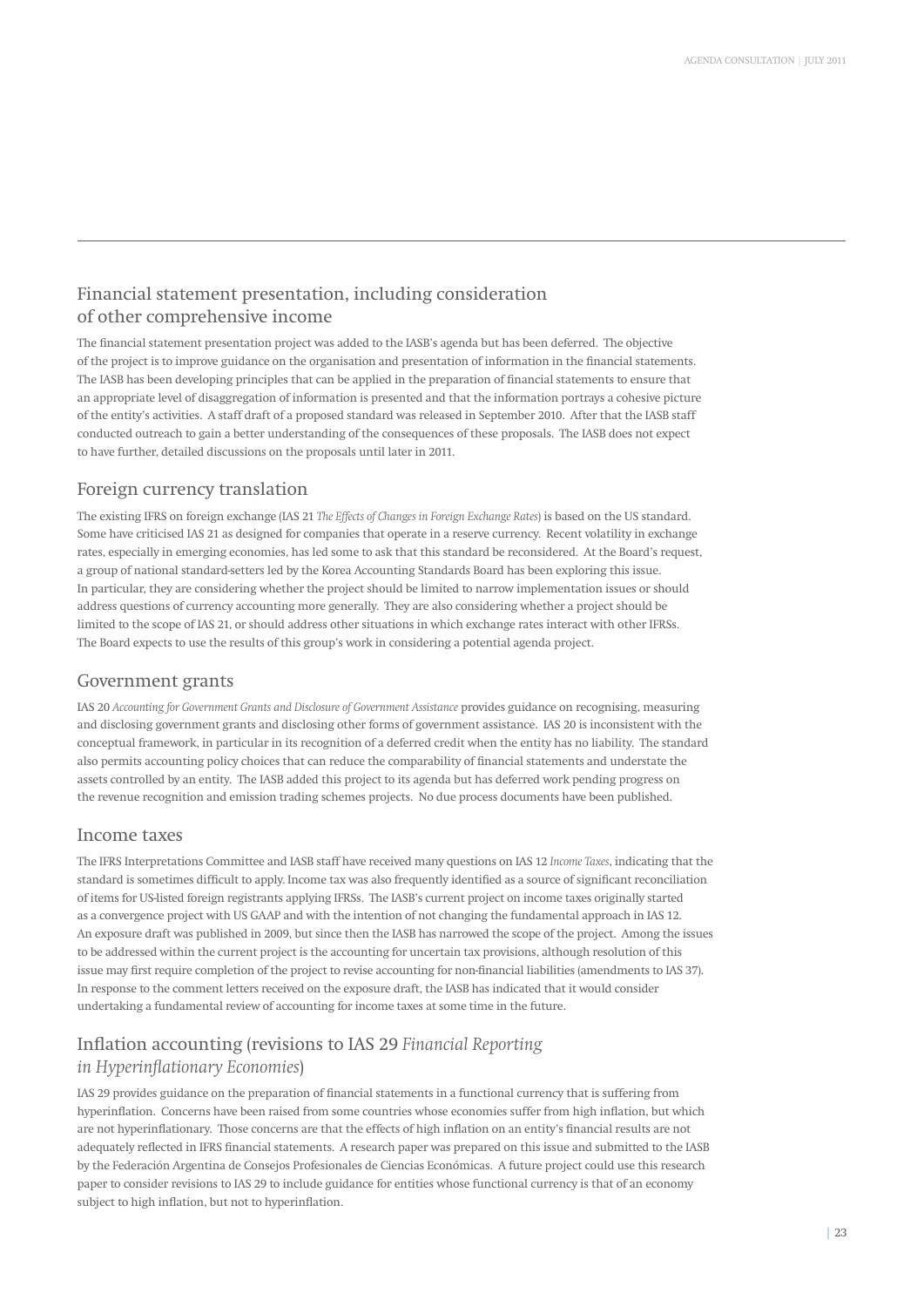## Financial statement presentation, including consideration of other comprehensive income

The financial statement presentation project was added to the IASB's agenda but has been deferred. The objective of the project is to improve guidance on the organisation and presentation of information in the financial statements. The IASB has been developing principles that can be applied in the preparation of financial statements to ensure that an appropriate level of disaggregation of information is presented and that the information portrays a cohesive picture of the entity's activities. A staff draft of a proposed standard was released in September 2010. After that the IASB staff conducted outreach to gain a better understanding of the consequences of these proposals. The IASB does not expect to have further, detailed discussions on the proposals until later in 2011.

## Foreign currency translation

The existing IFRS on foreign exchange (IAS 21 *The Effects of Changes in Foreign Exchange Rates*) is based on the US standard. Some have criticised IAS 21 as designed for companies that operate in a reserve currency. Recent volatility in exchange rates, especially in emerging economies, has led some to ask that this standard be reconsidered. At the Board's request, a group of national standard-setters led by the Korea Accounting Standards Board has been exploring this issue. In particular, they are considering whether the project should be limited to narrow implementation issues or should address questions of currency accounting more generally. They are also considering whether a project should be limited to the scope of IAS 21, or should address other situations in which exchange rates interact with other IFRSs. The Board expects to use the results of this group's work in considering a potential agenda project.

## Government grants

IAS 20 *Accounting for Government Grants and Disclosure of Government Assistance* provides guidance on recognising, measuring and disclosing government grants and disclosing other forms of government assistance. IAS 20 is inconsistent with the conceptual framework, in particular in its recognition of a deferred credit when the entity has no liability. The standard also permits accounting policy choices that can reduce the comparability of financial statements and understate the assets controlled by an entity. The IASB added this project to its agenda but has deferred work pending progress on the revenue recognition and emission trading schemes projects. No due process documents have been published.

## Income taxes

The IFRS Interpretations Committee and IASB staff have received many questions on IAS 12 *Income Taxes*, indicating that the standard is sometimes difficult to apply. Income tax was also frequently identified as a source of significant reconciliation of items for US-listed foreign registrants applying IFRSs. The IASB's current project on income taxes originally started as a convergence project with US GAAP and with the intention of not changing the fundamental approach in IAS 12. An exposure draft was published in 2009, but since then the IASB has narrowed the scope of the project. Among the issues to be addressed within the current project is the accounting for uncertain tax provisions, although resolution of this issue may first require completion of the project to revise accounting for non-financial liabilities (amendments to IAS 37). In response to the comment letters received on the exposure draft, the IASB has indicated that it would consider undertaking a fundamental review of accounting for income taxes at some time in the future.

## Inflation accounting (revisions to IAS 29 *Financial Reporting in Hyperinflationary Economies*)

IAS 29 provides guidance on the preparation of financial statements in a functional currency that is suffering from hyperinflation. Concerns have been raised from some countries whose economies suffer from high inflation, but which are not hyperinflationary. Those concerns are that the effects of high inflation on an entity's financial results are not adequately reflected in IFRS financial statements. A research paper was prepared on this issue and submitted to the IASB by the Federación Argentina de Consejos Profesionales de Ciencias Económicas. A future project could use this research paper to consider revisions to IAS 29 to include guidance for entities whose functional currency is that of an economy subject to high inflation, but not to hyperinflation.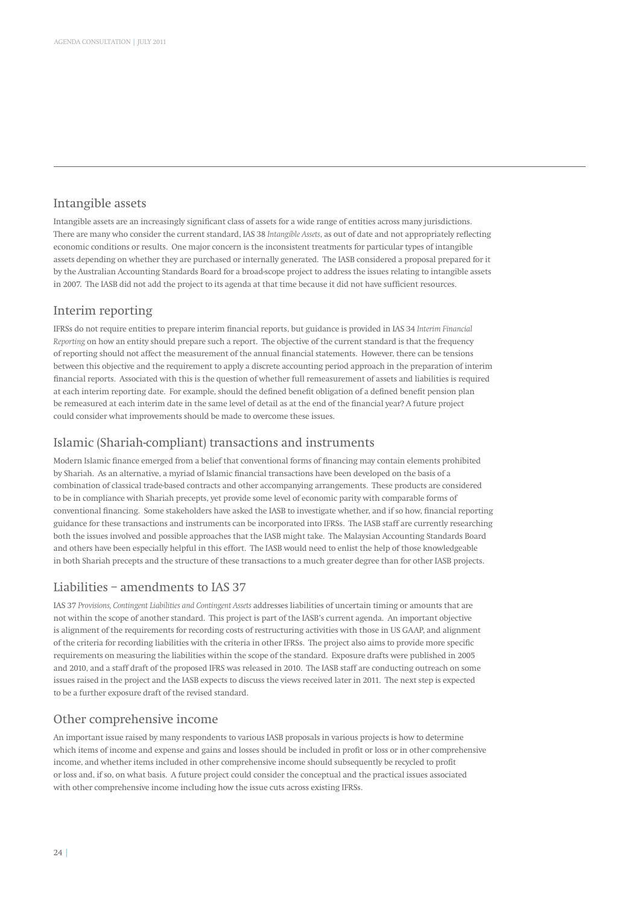## Intangible assets

Intangible assets are an increasingly significant class of assets for a wide range of entities across many jurisdictions. There are many who consider the current standard, IAS 38 *Intangible Assets*, as out of date and not appropriately reflecting economic conditions or results. One major concern is the inconsistent treatments for particular types of intangible assets depending on whether they are purchased or internally generated. The IASB considered a proposal prepared for it by the Australian Accounting Standards Board for a broad-scope project to address the issues relating to intangible assets in 2007. The IASB did not add the project to its agenda at that time because it did not have sufficient resources.

## Interim reporting

IFRSs do not require entities to prepare interim financial reports, but guidance is provided in IAS 34 *Interim Financial Reporting* on how an entity should prepare such a report. The objective of the current standard is that the frequency of reporting should not affect the measurement of the annual financial statements. However, there can be tensions between this objective and the requirement to apply a discrete accounting period approach in the preparation of interim financial reports. Associated with this is the question of whether full remeasurement of assets and liabilities is required at each interim reporting date. For example, should the defined benefit obligation of a defined benefit pension plan be remeasured at each interim date in the same level of detail as at the end of the financial year? A future project could consider what improvements should be made to overcome these issues.

## Islamic (Shariah-compliant) transactions and instruments

Modern Islamic finance emerged from a belief that conventional forms of financing may contain elements prohibited by Shariah. As an alternative, a myriad of Islamic financial transactions have been developed on the basis of a combination of classical trade-based contracts and other accompanying arrangements. These products are considered to be in compliance with Shariah precepts, yet provide some level of economic parity with comparable forms of conventional financing. Some stakeholders have asked the IASB to investigate whether, and if so how, financial reporting guidance for these transactions and instruments can be incorporated into IFRSs. The IASB staff are currently researching both the issues involved and possible approaches that the IASB might take. The Malaysian Accounting Standards Board and others have been especially helpful in this effort. The IASB would need to enlist the help of those knowledgeable in both Shariah precepts and the structure of these transactions to a much greater degree than for other IASB projects.

## Liabilities – amendments to IAS 37

IAS 37 *Provisions, Contingent Liabilities and Contingent Assets* addresses liabilities of uncertain timing or amounts that are not within the scope of another standard. This project is part of the IASB's current agenda. An important objective is alignment of the requirements for recording costs of restructuring activities with those in US GAAP, and alignment of the criteria for recording liabilities with the criteria in other IFRSs. The project also aims to provide more specific requirements on measuring the liabilities within the scope of the standard. Exposure drafts were published in 2005 and 2010, and a staff draft of the proposed IFRS was released in 2010. The IASB staff are conducting outreach on some issues raised in the project and the IASB expects to discuss the views received later in 2011. The next step is expected to be a further exposure draft of the revised standard.

## Other comprehensive income

An important issue raised by many respondents to various IASB proposals in various projects is how to determine which items of income and expense and gains and losses should be included in profit or loss or in other comprehensive income, and whether items included in other comprehensive income should subsequently be recycled to profit or loss and, if so, on what basis. A future project could consider the conceptual and the practical issues associated with other comprehensive income including how the issue cuts across existing IFRSs.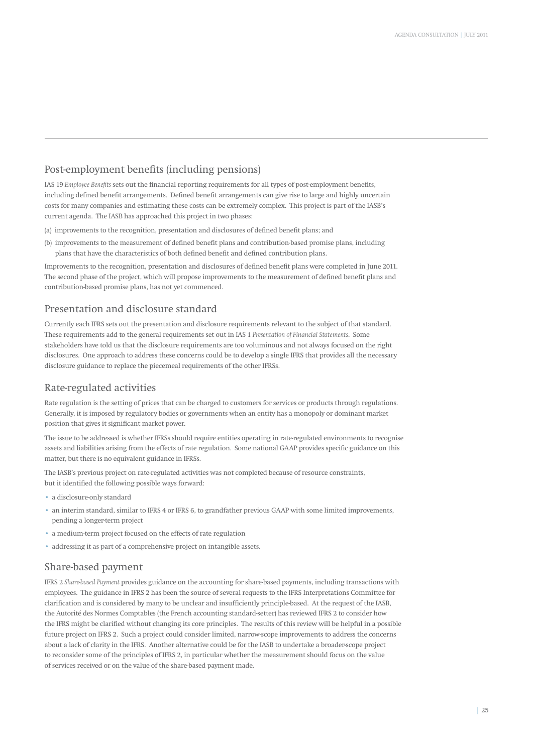## Post-employment benefits (including pensions)

IAS 19 *Employee Benefits* sets out the financial reporting requirements for all types of post-employment benefits, including defined benefit arrangements. Defined benefit arrangements can give rise to large and highly uncertain costs for many companies and estimating these costs can be extremely complex. This project is part of the IASB's current agenda. The IASB has approached this project in two phases:

(a) improvements to the recognition, presentation and disclosures of defined benefit plans; and

(b) improvements to the measurement of defined benefit plans and contribution-based promise plans, including plans that have the characteristics of both defined benefit and defined contribution plans.

Improvements to the recognition, presentation and disclosures of defined benefit plans were completed in June 2011. The second phase of the project, which will propose improvements to the measurement of defined benefit plans and contribution-based promise plans, has not yet commenced.

## Presentation and disclosure standard

Currently each IFRS sets out the presentation and disclosure requirements relevant to the subject of that standard. These requirements add to the general requirements set out in IAS 1 *Presentation of Financial Statements*. Some stakeholders have told us that the disclosure requirements are too voluminous and not always focused on the right disclosures. One approach to address these concerns could be to develop a single IFRS that provides all the necessary disclosure guidance to replace the piecemeal requirements of the other IFRSs.

## Rate-regulated activities

Rate regulation is the setting of prices that can be charged to customers for services or products through regulations. Generally, it is imposed by regulatory bodies or governments when an entity has a monopoly or dominant market position that gives it significant market power.

The issue to be addressed is whether IFRSs should require entities operating in rate-regulated environments to recognise assets and liabilities arising from the effects of rate regulation. Some national GAAP provides specific guidance on this matter, but there is no equivalent guidance in IFRSs.

The IASB's previous project on rate-regulated activities was not completed because of resource constraints, but it identified the following possible ways forward:

- a disclosure-only standard
- an interim standard, similar to IFRS 4 or IFRS 6, to grandfather previous GAAP with some limited improvements, pending a longer-term project
- a medium-term project focused on the effects of rate regulation
- addressing it as part of a comprehensive project on intangible assets.

## Share-based payment

IFRS 2 *Share-based Payment* provides guidance on the accounting for share-based payments, including transactions with employees. The guidance in IFRS 2 has been the source of several requests to the IFRS Interpretations Committee for clarification and is considered by many to be unclear and insufficiently principle-based. At the request of the IASB, the Autorité des Normes Comptables (the French accounting standard-setter) has reviewed IFRS 2 to consider how the IFRS might be clarified without changing its core principles. The results of this review will be helpful in a possible future project on IFRS 2. Such a project could consider limited, narrow-scope improvements to address the concerns about a lack of clarity in the IFRS. Another alternative could be for the IASB to undertake a broader-scope project to reconsider some of the principles of IFRS 2, in particular whether the measurement should focus on the value of services received or on the value of the share-based payment made.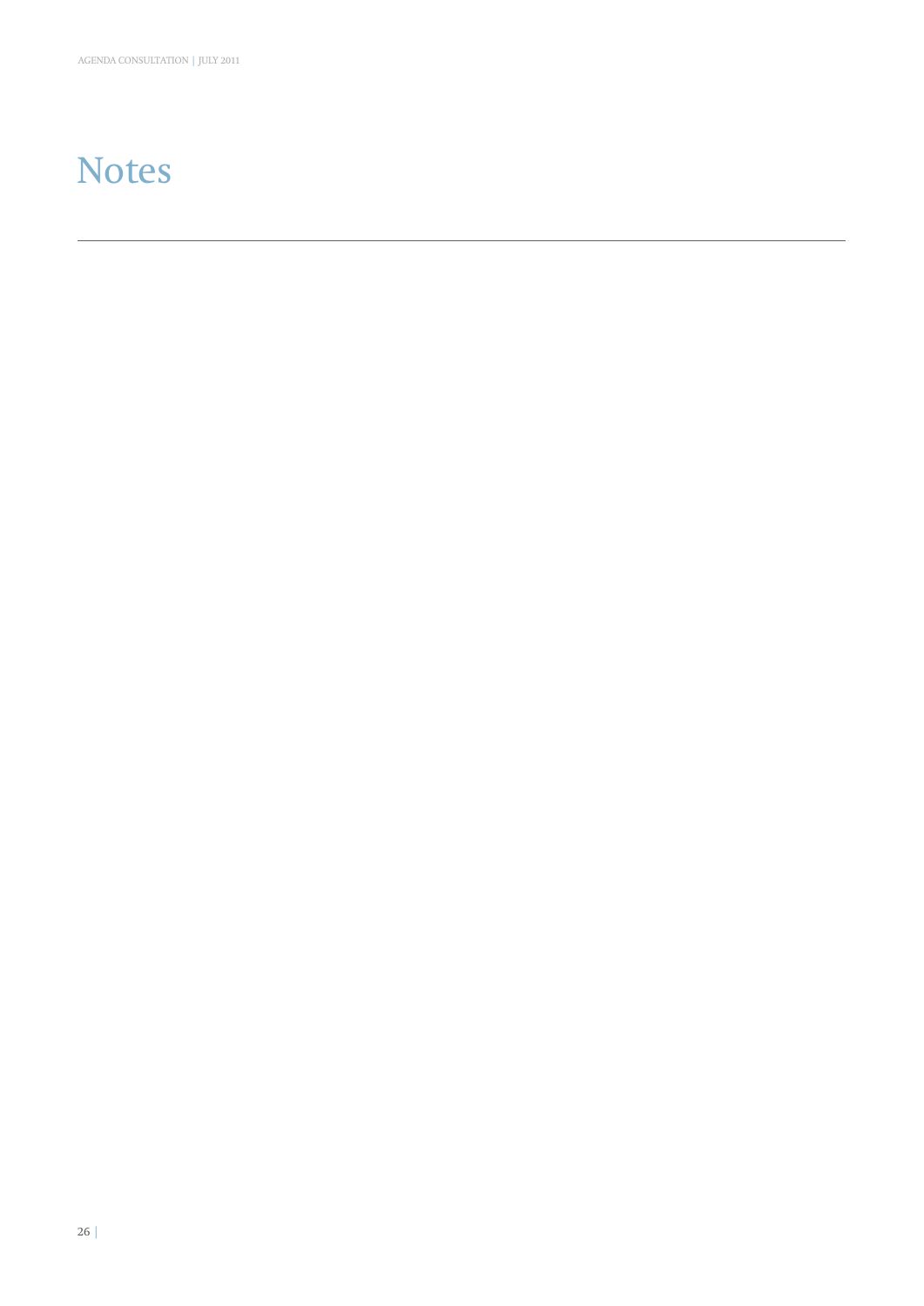# Notes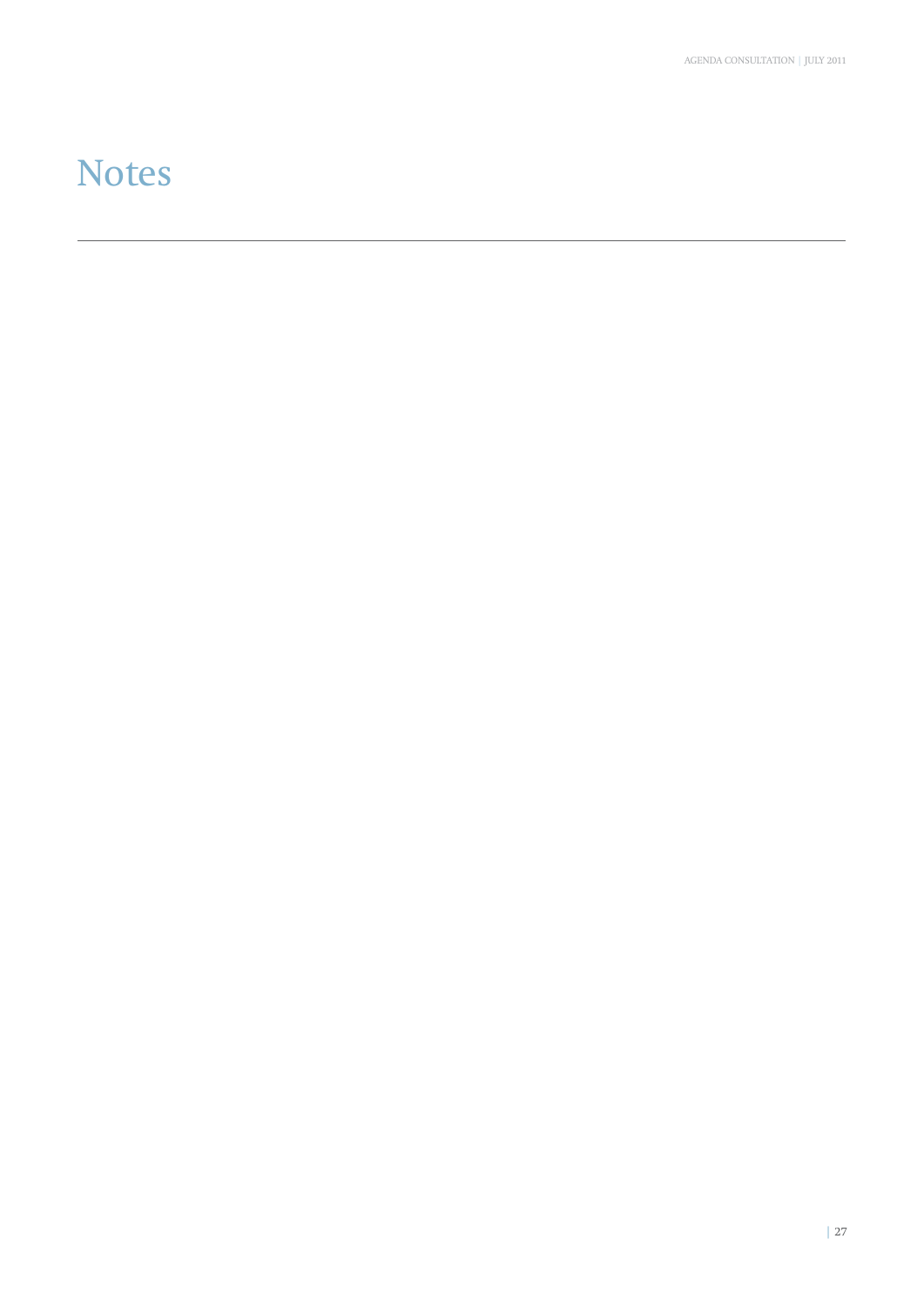# Notes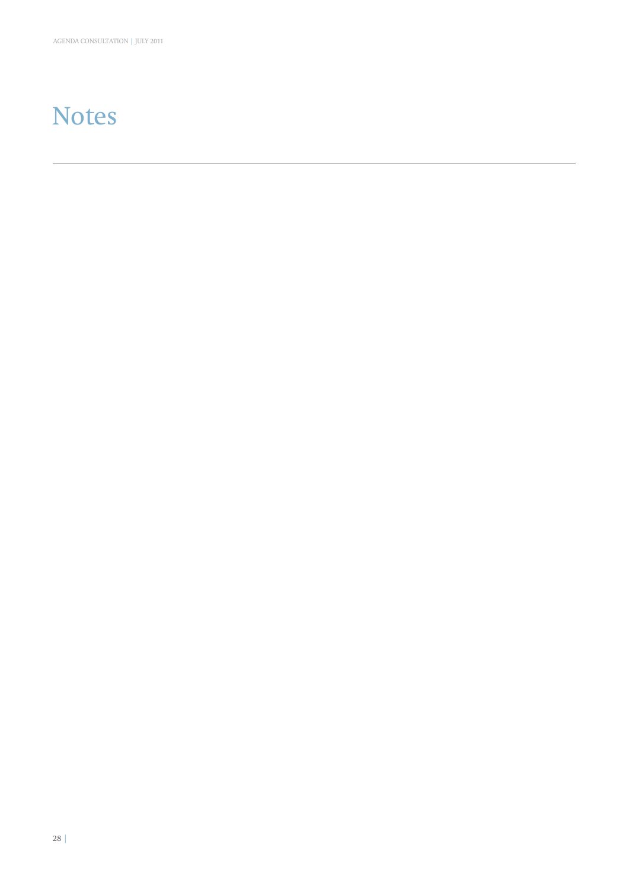# Notes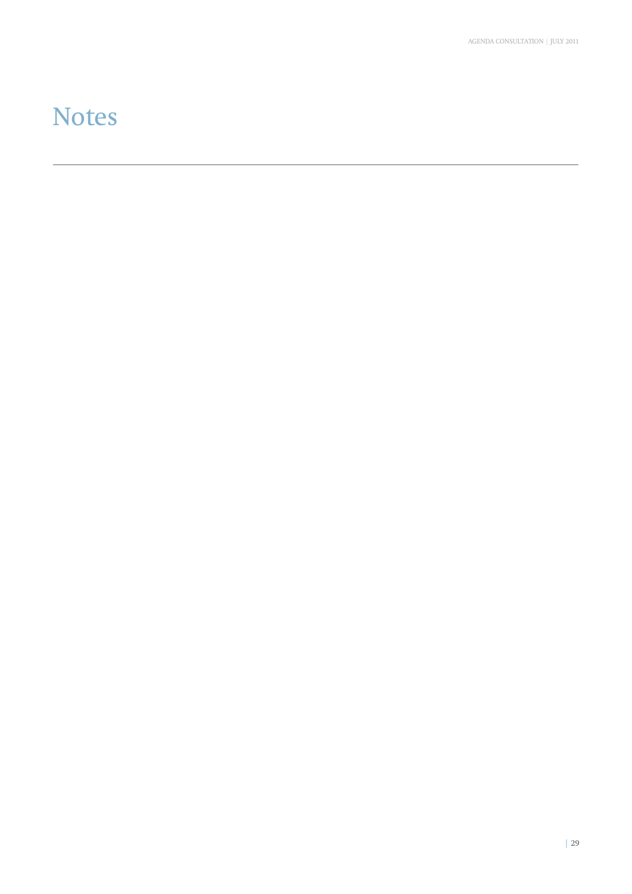# Notes

---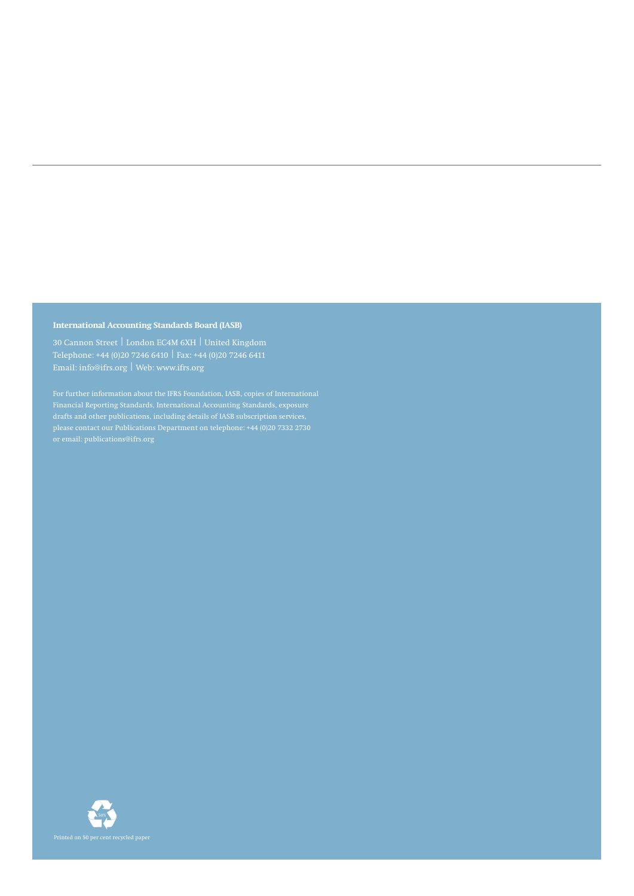**International Accounting Standards Board (IASB)**

30 Cannon Street | London EC4M 6XH | United Kingdom
Telephone: +44 (0)20 7246 6410 | Fax: +44 (0)20 7246 6411
Email: info@ifrs.org | Web: www.ifrs.org

For further information about the IFRS Foundation, IASB, copies of International Financial Reporting Standards, International Accounting Standards, exposure drafts and other publications, including details of IASB subscription services, please contact our Publications Department on telephone: +44 (0)20 7332 2730 or email: publications@ifrs.org

Printed on 50 per cent recycled paper